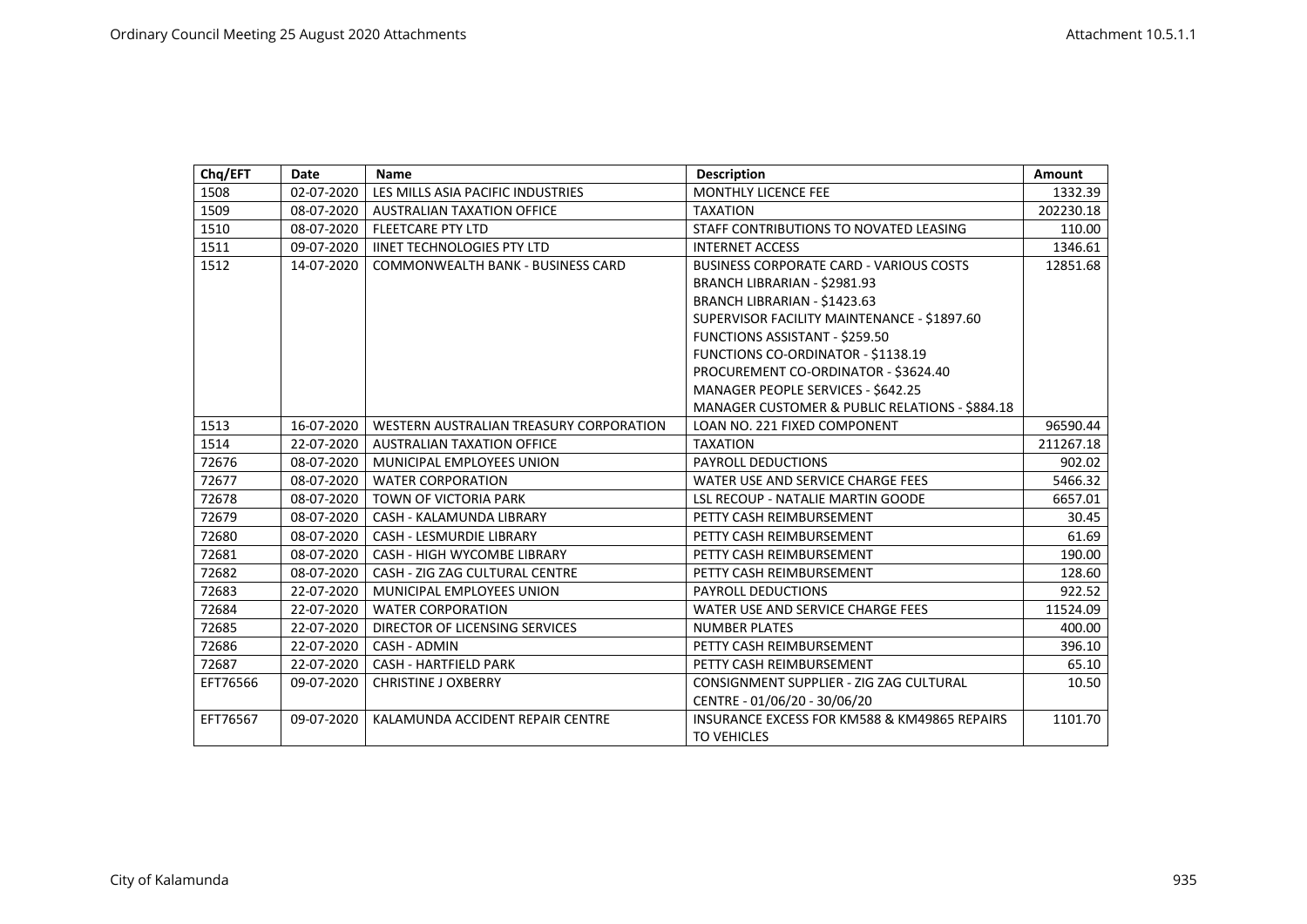| Chq/EFT | Date | Name | Description | Amount |
|---|---|---|---|---|
| 1508 | 02-07-2020 | LES MILLS ASIA PACIFIC INDUSTRIES | MONTHLY LICENCE FEE | 1332.39 |
| 1509 | 08-07-2020 | AUSTRALIAN TAXATION OFFICE | TAXATION | 202230.18 |
| 1510 | 08-07-2020 | FLEETCARE PTY LTD | STAFF CONTRIBUTIONS TO NOVATED LEASING | 110.00 |
| 1511 | 09-07-2020 | IINET TECHNOLOGIES PTY LTD | INTERNET ACCESS | 1346.61 |
| 1512 | 14-07-2020 | COMMONWEALTH BANK - BUSINESS CARD | BUSINESS CORPORATE CARD - VARIOUS COSTS<br>BRANCH LIBRARIAN - $2981.93<br>BRANCH LIBRARIAN - $1423.63<br>SUPERVISOR FACILITY MAINTENANCE - $1897.60<br>FUNCTIONS ASSISTANT - $259.50<br>FUNCTIONS CO-ORDINATOR - $1138.19<br>PROCUREMENT CO-ORDINATOR - $3624.40<br>MANAGER PEOPLE SERVICES - $642.25<br>MANAGER CUSTOMER & PUBLIC RELATIONS - $884.18 | 12851.68 |
| 1513 | 16-07-2020 | WESTERN AUSTRALIAN TREASURY CORPORATION | LOAN NO. 221 FIXED COMPONENT | 96590.44 |
| 1514 | 22-07-2020 | AUSTRALIAN TAXATION OFFICE | TAXATION | 211267.18 |
| 72676 | 08-07-2020 | MUNICIPAL EMPLOYEES UNION | PAYROLL DEDUCTIONS | 902.02 |
| 72677 | 08-07-2020 | WATER CORPORATION | WATER USE AND SERVICE CHARGE FEES | 5466.32 |
| 72678 | 08-07-2020 | TOWN OF VICTORIA PARK | LSL RECOUP - NATALIE MARTIN GOODE | 6657.01 |
| 72679 | 08-07-2020 | CASH - KALAMUNDA LIBRARY | PETTY CASH REIMBURSEMENT | 30.45 |
| 72680 | 08-07-2020 | CASH - LESMURDIE LIBRARY | PETTY CASH REIMBURSEMENT | 61.69 |
| 72681 | 08-07-2020 | CASH - HIGH WYCOMBE LIBRARY | PETTY CASH REIMBURSEMENT | 190.00 |
| 72682 | 08-07-2020 | CASH - ZIG ZAG CULTURAL CENTRE | PETTY CASH REIMBURSEMENT | 128.60 |
| 72683 | 22-07-2020 | MUNICIPAL EMPLOYEES UNION | PAYROLL DEDUCTIONS | 922.52 |
| 72684 | 22-07-2020 | WATER CORPORATION | WATER USE AND SERVICE CHARGE FEES | 11524.09 |
| 72685 | 22-07-2020 | DIRECTOR OF LICENSING SERVICES | NUMBER PLATES | 400.00 |
| 72686 | 22-07-2020 | CASH - ADMIN | PETTY CASH REIMBURSEMENT | 396.10 |
| 72687 | 22-07-2020 | CASH - HARTFIELD PARK | PETTY CASH REIMBURSEMENT | 65.10 |
| EFT76566 | 09-07-2020 | CHRISTINE J OXBERRY | CONSIGNMENT SUPPLIER - ZIG ZAG CULTURAL CENTRE - 01/06/20 - 30/06/20 | 10.50 |
| EFT76567 | 09-07-2020 | KALAMUNDA ACCIDENT REPAIR CENTRE | INSURANCE EXCESS FOR KM588 & KM49865 REPAIRS TO VEHICLES | 1101.70 |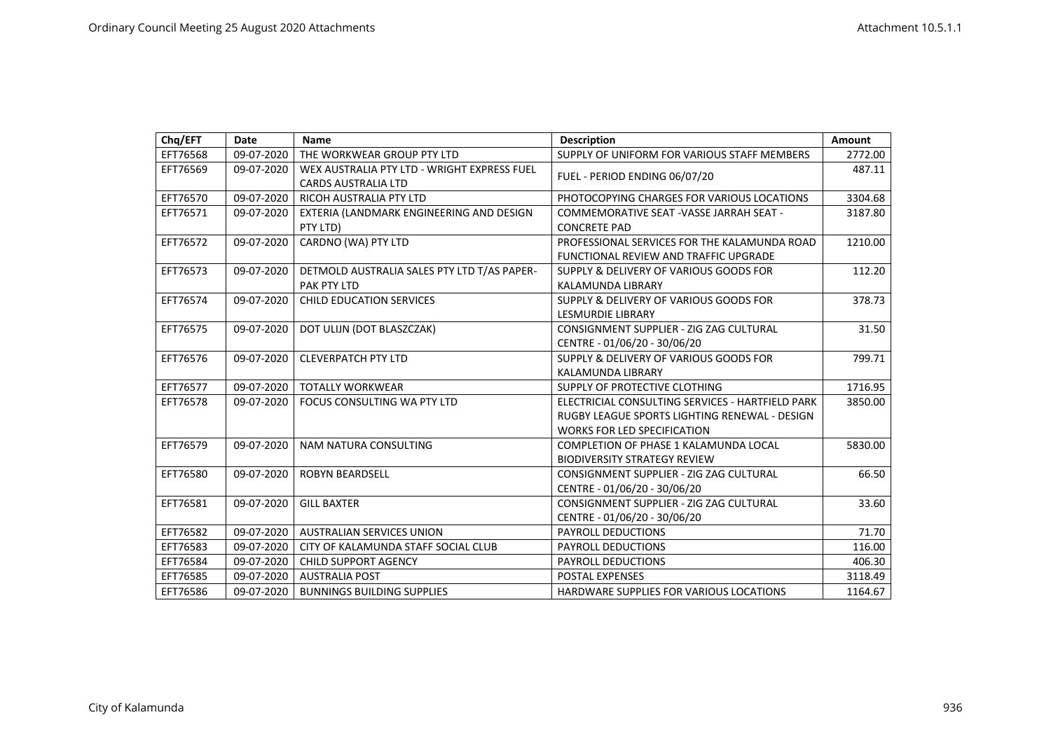| Chq/EFT | Date | Name | Description | Amount |
|---|---|---|---|---|
| EFT76568 | 09-07-2020 | THE WORKWEAR GROUP PTY LTD | SUPPLY OF UNIFORM FOR VARIOUS STAFF MEMBERS | 2772.00 |
| EFT76569 | 09-07-2020 | WEX AUSTRALIA PTY LTD - WRIGHT EXPRESS FUEL CARDS AUSTRALIA LTD | FUEL - PERIOD ENDING 06/07/20 | 487.11 |
| EFT76570 | 09-07-2020 | RICOH AUSTRALIA PTY LTD | PHOTOCOPYING CHARGES FOR VARIOUS LOCATIONS | 3304.68 |
| EFT76571 | 09-07-2020 | EXTERIA (LANDMARK ENGINEERING AND DESIGN PTY LTD) | COMMEMORATIVE SEAT -VASSE JARRAH SEAT - CONCRETE PAD | 3187.80 |
| EFT76572 | 09-07-2020 | CARDNO (WA) PTY LTD | PROFESSIONAL SERVICES FOR THE KALAMUNDA ROAD FUNCTIONAL REVIEW AND TRAFFIC UPGRADE | 1210.00 |
| EFT76573 | 09-07-2020 | DETMOLD AUSTRALIA SALES PTY LTD T/AS PAPER-PAK PTY LTD | SUPPLY & DELIVERY OF VARIOUS GOODS FOR KALAMUNDA LIBRARY | 112.20 |
| EFT76574 | 09-07-2020 | CHILD EDUCATION SERVICES | SUPPLY & DELIVERY OF VARIOUS GOODS FOR LESMURDIE LIBRARY | 378.73 |
| EFT76575 | 09-07-2020 | DOT ULIJN (DOT BLASZCZAK) | CONSIGNMENT SUPPLIER - ZIG ZAG CULTURAL CENTRE - 01/06/20 - 30/06/20 | 31.50 |
| EFT76576 | 09-07-2020 | CLEVERPATCH PTY LTD | SUPPLY & DELIVERY OF VARIOUS GOODS FOR KALAMUNDA LIBRARY | 799.71 |
| EFT76577 | 09-07-2020 | TOTALLY WORKWEAR | SUPPLY OF PROTECTIVE CLOTHING | 1716.95 |
| EFT76578 | 09-07-2020 | FOCUS CONSULTING WA PTY LTD | ELECTRICIAL CONSULTING SERVICES - HARTFIELD PARK RUGBY LEAGUE SPORTS LIGHTING RENEWAL - DESIGN WORKS FOR LED SPECIFICATION | 3850.00 |
| EFT76579 | 09-07-2020 | NAM NATURA CONSULTING | COMPLETION OF PHASE 1 KALAMUNDA LOCAL BIODIVERSITY STRATEGY REVIEW | 5830.00 |
| EFT76580 | 09-07-2020 | ROBYN BEARDSELL | CONSIGNMENT SUPPLIER - ZIG ZAG CULTURAL CENTRE - 01/06/20 - 30/06/20 | 66.50 |
| EFT76581 | 09-07-2020 | GILL BAXTER | CONSIGNMENT SUPPLIER - ZIG ZAG CULTURAL CENTRE - 01/06/20 - 30/06/20 | 33.60 |
| EFT76582 | 09-07-2020 | AUSTRALIAN SERVICES UNION | PAYROLL DEDUCTIONS | 71.70 |
| EFT76583 | 09-07-2020 | CITY OF KALAMUNDA STAFF SOCIAL CLUB | PAYROLL DEDUCTIONS | 116.00 |
| EFT76584 | 09-07-2020 | CHILD SUPPORT AGENCY | PAYROLL DEDUCTIONS | 406.30 |
| EFT76585 | 09-07-2020 | AUSTRALIA POST | POSTAL EXPENSES | 3118.49 |
| EFT76586 | 09-07-2020 | BUNNINGS BUILDING SUPPLIES | HARDWARE SUPPLIES FOR VARIOUS LOCATIONS | 1164.67 |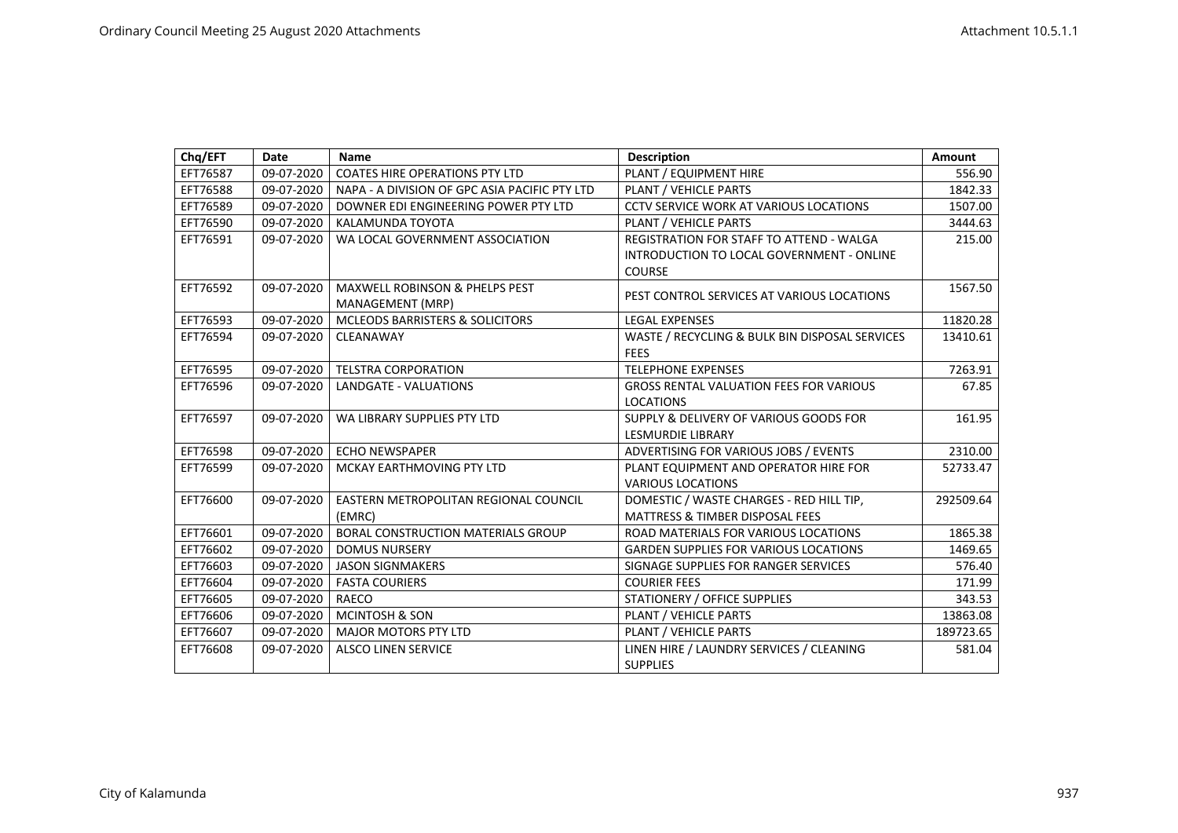| Chq/EFT | Date | Name | Description | Amount |
|---|---|---|---|---|
| EFT76587 | 09-07-2020 | COATES HIRE OPERATIONS PTY LTD | PLANT / EQUIPMENT HIRE | 556.90 |
| EFT76588 | 09-07-2020 | NAPA - A DIVISION OF GPC ASIA PACIFIC PTY LTD | PLANT / VEHICLE PARTS | 1842.33 |
| EFT76589 | 09-07-2020 | DOWNER EDI ENGINEERING POWER PTY LTD | CCTV SERVICE WORK AT VARIOUS LOCATIONS | 1507.00 |
| EFT76590 | 09-07-2020 | KALAMUNDA TOYOTA | PLANT / VEHICLE PARTS | 3444.63 |
| EFT76591 | 09-07-2020 | WA LOCAL GOVERNMENT ASSOCIATION | REGISTRATION FOR STAFF TO ATTEND - WALGA INTRODUCTION TO LOCAL GOVERNMENT - ONLINE COURSE | 215.00 |
| EFT76592 | 09-07-2020 | MAXWELL ROBINSON & PHELPS PEST MANAGEMENT (MRP) | PEST CONTROL SERVICES AT VARIOUS LOCATIONS | 1567.50 |
| EFT76593 | 09-07-2020 | MCLEODS BARRISTERS & SOLICITORS | LEGAL EXPENSES | 11820.28 |
| EFT76594 | 09-07-2020 | CLEANAWAY | WASTE / RECYCLING & BULK BIN DISPOSAL SERVICES FEES | 13410.61 |
| EFT76595 | 09-07-2020 | TELSTRA CORPORATION | TELEPHONE EXPENSES | 7263.91 |
| EFT76596 | 09-07-2020 | LANDGATE - VALUATIONS | GROSS RENTAL VALUATION FEES FOR VARIOUS LOCATIONS | 67.85 |
| EFT76597 | 09-07-2020 | WA LIBRARY SUPPLIES PTY LTD | SUPPLY & DELIVERY OF VARIOUS GOODS FOR LESMURDIE LIBRARY | 161.95 |
| EFT76598 | 09-07-2020 | ECHO NEWSPAPER | ADVERTISING FOR VARIOUS JOBS / EVENTS | 2310.00 |
| EFT76599 | 09-07-2020 | MCKAY EARTHMOVING PTY LTD | PLANT EQUIPMENT AND OPERATOR HIRE FOR VARIOUS LOCATIONS | 52733.47 |
| EFT76600 | 09-07-2020 | EASTERN METROPOLITAN REGIONAL COUNCIL (EMRC) | DOMESTIC / WASTE CHARGES - RED HILL TIP, MATTRESS & TIMBER DISPOSAL FEES | 292509.64 |
| EFT76601 | 09-07-2020 | BORAL CONSTRUCTION MATERIALS GROUP | ROAD MATERIALS FOR VARIOUS LOCATIONS | 1865.38 |
| EFT76602 | 09-07-2020 | DOMUS NURSERY | GARDEN SUPPLIES FOR VARIOUS LOCATIONS | 1469.65 |
| EFT76603 | 09-07-2020 | JASON SIGNMAKERS | SIGNAGE SUPPLIES FOR RANGER SERVICES | 576.40 |
| EFT76604 | 09-07-2020 | FASTA COURIERS | COURIER FEES | 171.99 |
| EFT76605 | 09-07-2020 | RAECO | STATIONERY / OFFICE SUPPLIES | 343.53 |
| EFT76606 | 09-07-2020 | MCINTOSH & SON | PLANT / VEHICLE PARTS | 13863.08 |
| EFT76607 | 09-07-2020 | MAJOR MOTORS PTY LTD | PLANT / VEHICLE PARTS | 189723.65 |
| EFT76608 | 09-07-2020 | ALSCO LINEN SERVICE | LINEN HIRE / LAUNDRY SERVICES / CLEANING SUPPLIES | 581.04 |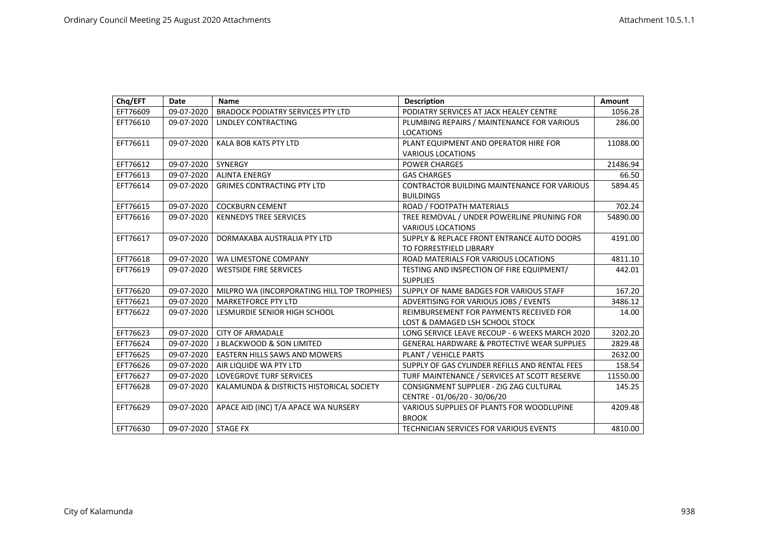| Chq/EFT | Date | Name | Description | Amount |
|---|---|---|---|---|
| EFT76609 | 09-07-2020 | BRADOCK PODIATRY SERVICES PTY LTD | PODIATRY SERVICES AT JACK HEALEY CENTRE | 1056.28 |
| EFT76610 | 09-07-2020 | LINDLEY CONTRACTING | PLUMBING REPAIRS / MAINTENANCE FOR VARIOUS LOCATIONS | 286.00 |
| EFT76611 | 09-07-2020 | KALA BOB KATS PTY LTD | PLANT EQUIPMENT AND OPERATOR HIRE FOR VARIOUS LOCATIONS | 11088.00 |
| EFT76612 | 09-07-2020 | SYNERGY | POWER CHARGES | 21486.94 |
| EFT76613 | 09-07-2020 | ALINTA ENERGY | GAS CHARGES | 66.50 |
| EFT76614 | 09-07-2020 | GRIMES CONTRACTING PTY LTD | CONTRACTOR BUILDING MAINTENANCE FOR VARIOUS BUILDINGS | 5894.45 |
| EFT76615 | 09-07-2020 | COCKBURN CEMENT | ROAD / FOOTPATH MATERIALS | 702.24 |
| EFT76616 | 09-07-2020 | KENNEDYS TREE SERVICES | TREE REMOVAL / UNDER POWERLINE PRUNING FOR VARIOUS LOCATIONS | 54890.00 |
| EFT76617 | 09-07-2020 | DORMAKABA AUSTRALIA PTY LTD | SUPPLY & REPLACE FRONT ENTRANCE AUTO DOORS TO FORRESTFIELD LIBRARY | 4191.00 |
| EFT76618 | 09-07-2020 | WA LIMESTONE COMPANY | ROAD MATERIALS FOR VARIOUS LOCATIONS | 4811.10 |
| EFT76619 | 09-07-2020 | WESTSIDE FIRE SERVICES | TESTING AND INSPECTION OF FIRE EQUIPMENT/ SUPPLIES | 442.01 |
| EFT76620 | 09-07-2020 | MILPRO WA (INCORPORATING HILL TOP TROPHIES) | SUPPLY OF NAME BADGES FOR VARIOUS STAFF | 167.20 |
| EFT76621 | 09-07-2020 | MARKETFORCE PTY LTD | ADVERTISING FOR VARIOUS JOBS / EVENTS | 3486.12 |
| EFT76622 | 09-07-2020 | LESMURDIE SENIOR HIGH SCHOOL | REIMBURSEMENT FOR PAYMENTS RECEIVED FOR LOST & DAMAGED LSH SCHOOL STOCK | 14.00 |
| EFT76623 | 09-07-2020 | CITY OF ARMADALE | LONG SERVICE LEAVE RECOUP - 6 WEEKS MARCH 2020 | 3202.20 |
| EFT76624 | 09-07-2020 | J BLACKWOOD & SON LIMITED | GENERAL HARDWARE & PROTECTIVE WEAR SUPPLIES | 2829.48 |
| EFT76625 | 09-07-2020 | EASTERN HILLS SAWS AND MOWERS | PLANT / VEHICLE PARTS | 2632.00 |
| EFT76626 | 09-07-2020 | AIR LIQUIDE WA PTY LTD | SUPPLY OF GAS CYLINDER REFILLS AND RENTAL FEES | 158.54 |
| EFT76627 | 09-07-2020 | LOVEGROVE TURF SERVICES | TURF MAINTENANCE / SERVICES AT SCOTT RESERVE | 11550.00 |
| EFT76628 | 09-07-2020 | KALAMUNDA & DISTRICTS HISTORICAL SOCIETY | CONSIGNMENT SUPPLIER - ZIG ZAG CULTURAL CENTRE - 01/06/20 - 30/06/20 | 145.25 |
| EFT76629 | 09-07-2020 | APACE AID (INC) T/A APACE WA NURSERY | VARIOUS SUPPLIES OF PLANTS FOR WOODLUPINE BROOK | 4209.48 |
| EFT76630 | 09-07-2020 | STAGE FX | TECHNICIAN SERVICES FOR VARIOUS EVENTS | 4810.00 |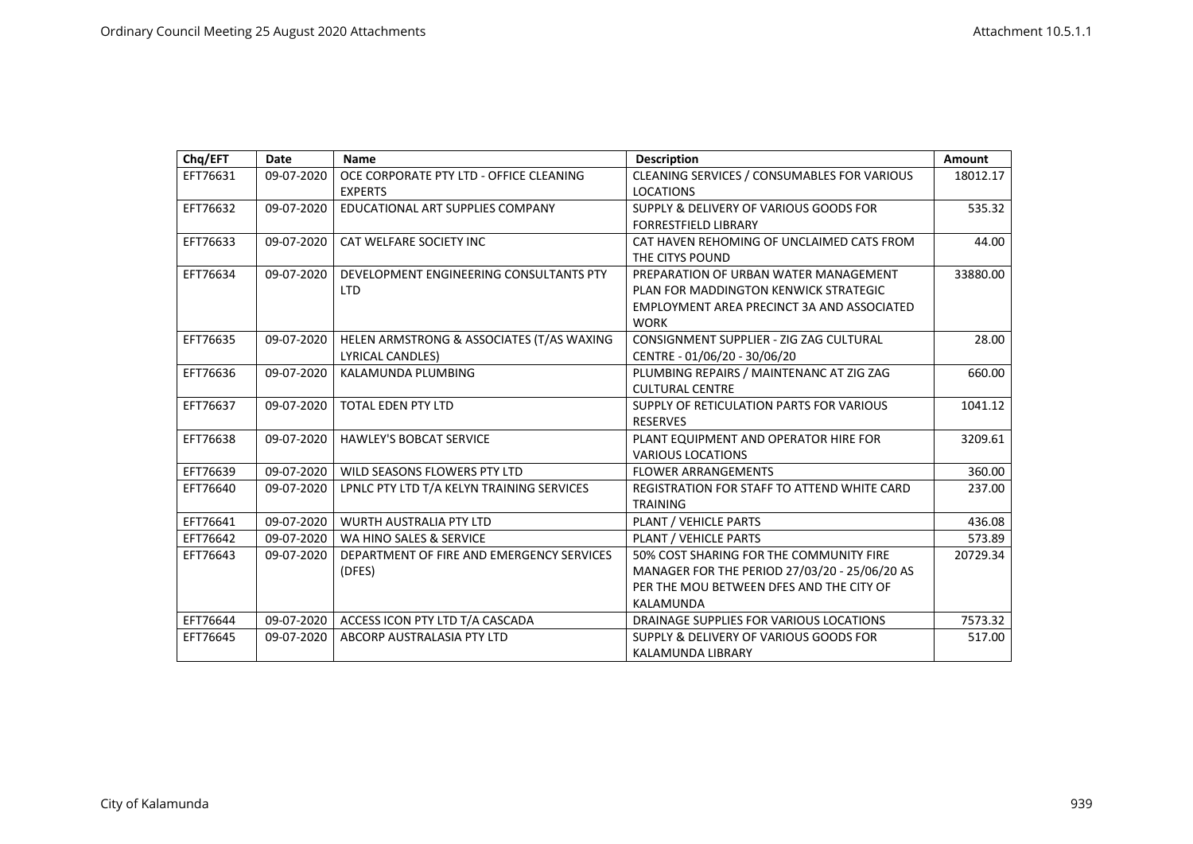| Chq/EFT | Date | Name | Description | Amount |
|---|---|---|---|---|
| EFT76631 | 09-07-2020 | OCE CORPORATE PTY LTD - OFFICE CLEANING EXPERTS | CLEANING SERVICES / CONSUMABLES FOR VARIOUS LOCATIONS | 18012.17 |
| EFT76632 | 09-07-2020 | EDUCATIONAL ART SUPPLIES COMPANY | SUPPLY & DELIVERY OF VARIOUS GOODS FOR FORRESTFIELD LIBRARY | 535.32 |
| EFT76633 | 09-07-2020 | CAT WELFARE SOCIETY INC | CAT HAVEN REHOMING OF UNCLAIMED CATS FROM THE CITYS POUND | 44.00 |
| EFT76634 | 09-07-2020 | DEVELOPMENT ENGINEERING CONSULTANTS PTY LTD | PREPARATION OF URBAN WATER MANAGEMENT PLAN FOR MADDINGTON KENWICK STRATEGIC EMPLOYMENT AREA PRECINCT 3A AND ASSOCIATED WORK | 33880.00 |
| EFT76635 | 09-07-2020 | HELEN ARMSTRONG & ASSOCIATES (T/AS WAXING LYRICAL CANDLES) | CONSIGNMENT SUPPLIER - ZIG ZAG CULTURAL CENTRE - 01/06/20 - 30/06/20 | 28.00 |
| EFT76636 | 09-07-2020 | KALAMUNDA PLUMBING | PLUMBING REPAIRS / MAINTENANC AT ZIG ZAG CULTURAL CENTRE | 660.00 |
| EFT76637 | 09-07-2020 | TOTAL EDEN PTY LTD | SUPPLY OF RETICULATION PARTS FOR VARIOUS RESERVES | 1041.12 |
| EFT76638 | 09-07-2020 | HAWLEY'S BOBCAT SERVICE | PLANT EQUIPMENT AND OPERATOR HIRE FOR VARIOUS LOCATIONS | 3209.61 |
| EFT76639 | 09-07-2020 | WILD SEASONS FLOWERS PTY LTD | FLOWER ARRANGEMENTS | 360.00 |
| EFT76640 | 09-07-2020 | LPNLC PTY LTD T/A KELYN TRAINING SERVICES | REGISTRATION FOR STAFF TO ATTEND WHITE CARD TRAINING | 237.00 |
| EFT76641 | 09-07-2020 | WURTH AUSTRALIA PTY LTD | PLANT / VEHICLE PARTS | 436.08 |
| EFT76642 | 09-07-2020 | WA HINO SALES & SERVICE | PLANT / VEHICLE PARTS | 573.89 |
| EFT76643 | 09-07-2020 | DEPARTMENT OF FIRE AND EMERGENCY SERVICES (DFES) | 50% COST SHARING FOR THE COMMUNITY FIRE MANAGER FOR THE PERIOD 27/03/20 - 25/06/20 AS PER THE MOU BETWEEN DFES AND THE CITY OF KALAMUNDA | 20729.34 |
| EFT76644 | 09-07-2020 | ACCESS ICON PTY LTD T/A CASCADA | DRAINAGE SUPPLIES FOR VARIOUS LOCATIONS | 7573.32 |
| EFT76645 | 09-07-2020 | ABCORP AUSTRALASIA PTY LTD | SUPPLY & DELIVERY OF VARIOUS GOODS FOR KALAMUNDA LIBRARY | 517.00 |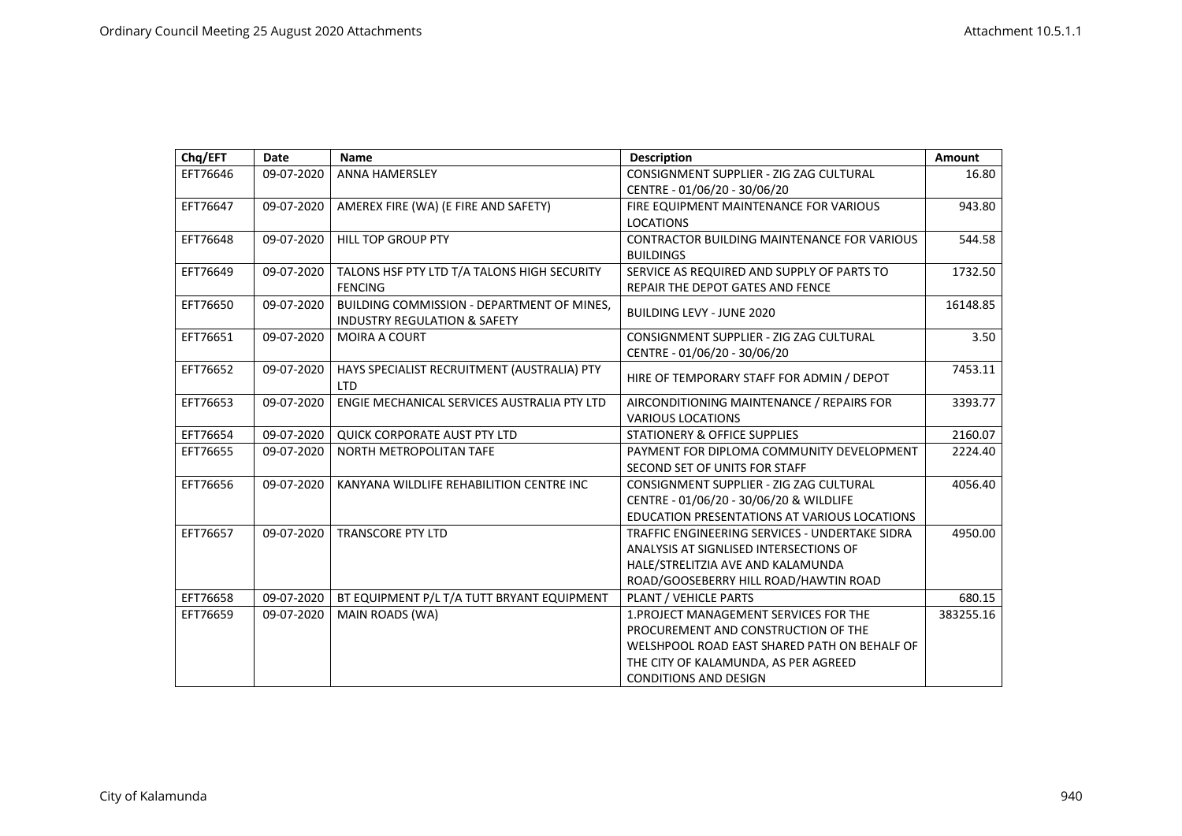| Chq/EFT | Date | Name | Description | Amount |
|---|---|---|---|---|
| EFT76646 | 09-07-2020 | ANNA HAMERSLEY | CONSIGNMENT SUPPLIER - ZIG ZAG CULTURAL CENTRE - 01/06/20 - 30/06/20 | 16.80 |
| EFT76647 | 09-07-2020 | AMEREX FIRE (WA) (E FIRE AND SAFETY) | FIRE EQUIPMENT MAINTENANCE FOR VARIOUS LOCATIONS | 943.80 |
| EFT76648 | 09-07-2020 | HILL TOP GROUP PTY | CONTRACTOR BUILDING MAINTENANCE FOR VARIOUS BUILDINGS | 544.58 |
| EFT76649 | 09-07-2020 | TALONS HSF PTY LTD T/A TALONS HIGH SECURITY FENCING | SERVICE AS REQUIRED AND SUPPLY OF PARTS TO REPAIR THE DEPOT GATES AND FENCE | 1732.50 |
| EFT76650 | 09-07-2020 | BUILDING COMMISSION - DEPARTMENT OF MINES, INDUSTRY REGULATION & SAFETY | BUILDING LEVY - JUNE 2020 | 16148.85 |
| EFT76651 | 09-07-2020 | MOIRA A COURT | CONSIGNMENT SUPPLIER - ZIG ZAG CULTURAL CENTRE - 01/06/20 - 30/06/20 | 3.50 |
| EFT76652 | 09-07-2020 | HAYS SPECIALIST RECRUITMENT (AUSTRALIA) PTY LTD | HIRE OF TEMPORARY STAFF FOR ADMIN / DEPOT | 7453.11 |
| EFT76653 | 09-07-2020 | ENGIE MECHANICAL SERVICES AUSTRALIA PTY LTD | AIRCONDITIONING MAINTENANCE / REPAIRS FOR VARIOUS LOCATIONS | 3393.77 |
| EFT76654 | 09-07-2020 | QUICK CORPORATE AUST PTY LTD | STATIONERY & OFFICE SUPPLIES | 2160.07 |
| EFT76655 | 09-07-2020 | NORTH METROPOLITAN TAFE | PAYMENT FOR DIPLOMA COMMUNITY DEVELOPMENT SECOND SET OF UNITS FOR STAFF | 2224.40 |
| EFT76656 | 09-07-2020 | KANYANA WILDLIFE REHABILITION CENTRE INC | CONSIGNMENT SUPPLIER - ZIG ZAG CULTURAL CENTRE - 01/06/20 - 30/06/20 & WILDLIFE EDUCATION PRESENTATIONS AT VARIOUS LOCATIONS | 4056.40 |
| EFT76657 | 09-07-2020 | TRANSCORE PTY LTD | TRAFFIC ENGINEERING SERVICES - UNDERTAKE SIDRA ANALYSIS AT SIGNLISED INTERSECTIONS OF HALE/STRELITZIA AVE AND KALAMUNDA ROAD/GOOSEBERRY HILL ROAD/HAWTIN ROAD | 4950.00 |
| EFT76658 | 09-07-2020 | BT EQUIPMENT P/L T/A TUTT BRYANT EQUIPMENT | PLANT / VEHICLE PARTS | 680.15 |
| EFT76659 | 09-07-2020 | MAIN ROADS (WA) | 1.PROJECT MANAGEMENT SERVICES FOR THE PROCUREMENT AND CONSTRUCTION OF THE WELSHPOOL ROAD EAST SHARED PATH ON BEHALF OF THE CITY OF KALAMUNDA, AS PER AGREED CONDITIONS AND DESIGN | 383255.16 |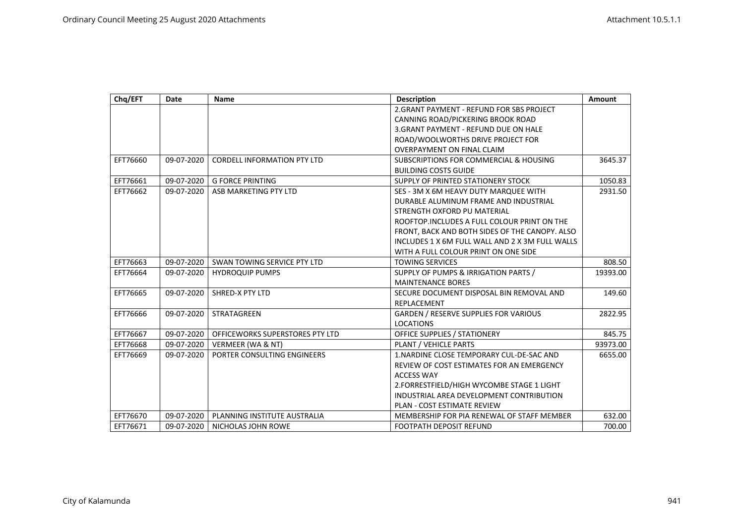| Chq/EFT | Date | Name | Description | Amount |
|---|---|---|---|---|
| | | | 2.GRANT PAYMENT - REFUND FOR SBS PROJECT CANNING ROAD/PICKERING BROOK ROAD 3.GRANT PAYMENT - REFUND DUE ON HALE ROAD/WOOLWORTHS DRIVE PROJECT FOR OVERPAYMENT ON FINAL CLAIM | |
| EFT76660 | 09-07-2020 | CORDELL INFORMATION PTY LTD | SUBSCRIPTIONS FOR COMMERCIAL & HOUSING BUILDING COSTS GUIDE | 3645.37 |
| EFT76661 | 09-07-2020 | G FORCE PRINTING | SUPPLY OF PRINTED STATIONERY STOCK | 1050.83 |
| EFT76662 | 09-07-2020 | ASB MARKETING PTY LTD | SES - 3M X 6M HEAVY DUTY MARQUEE WITH DURABLE ALUMINUM FRAME AND INDUSTRIAL STRENGTH OXFORD PU MATERIAL ROOFTOP.INCLUDES A FULL COLOUR PRINT ON THE FRONT, BACK AND BOTH SIDES OF THE CANOPY. ALSO INCLUDES 1 X 6M FULL WALL AND 2 X 3M FULL WALLS WITH A FULL COLOUR PRINT ON ONE SIDE | 2931.50 |
| EFT76663 | 09-07-2020 | SWAN TOWING SERVICE PTY LTD | TOWING SERVICES | 808.50 |
| EFT76664 | 09-07-2020 | HYDROQUIP PUMPS | SUPPLY OF PUMPS & IRRIGATION PARTS / MAINTENANCE BORES | 19393.00 |
| EFT76665 | 09-07-2020 | SHRED-X PTY LTD | SECURE DOCUMENT DISPOSAL BIN REMOVAL AND REPLACEMENT | 149.60 |
| EFT76666 | 09-07-2020 | STRATAGREEN | GARDEN / RESERVE SUPPLIES FOR VARIOUS LOCATIONS | 2822.95 |
| EFT76667 | 09-07-2020 | OFFICEWORKS SUPERSTORES PTY LTD | OFFICE SUPPLIES / STATIONERY | 845.75 |
| EFT76668 | 09-07-2020 | VERMEER (WA & NT) | PLANT / VEHICLE PARTS | 93973.00 |
| EFT76669 | 09-07-2020 | PORTER CONSULTING ENGINEERS | 1.NARDINE CLOSE TEMPORARY CUL-DE-SAC AND REVIEW OF COST ESTIMATES FOR AN EMERGENCY ACCESS WAY 2.FORRESTFIELD/HIGH WYCOMBE STAGE 1 LIGHT INDUSTRIAL AREA DEVELOPMENT CONTRIBUTION PLAN - COST ESTIMATE REVIEW | 6655.00 |
| EFT76670 | 09-07-2020 | PLANNING INSTITUTE AUSTRALIA | MEMBERSHIP FOR PIA RENEWAL OF STAFF MEMBER | 632.00 |
| EFT76671 | 09-07-2020 | NICHOLAS JOHN ROWE | FOOTPATH DEPOSIT REFUND | 700.00 |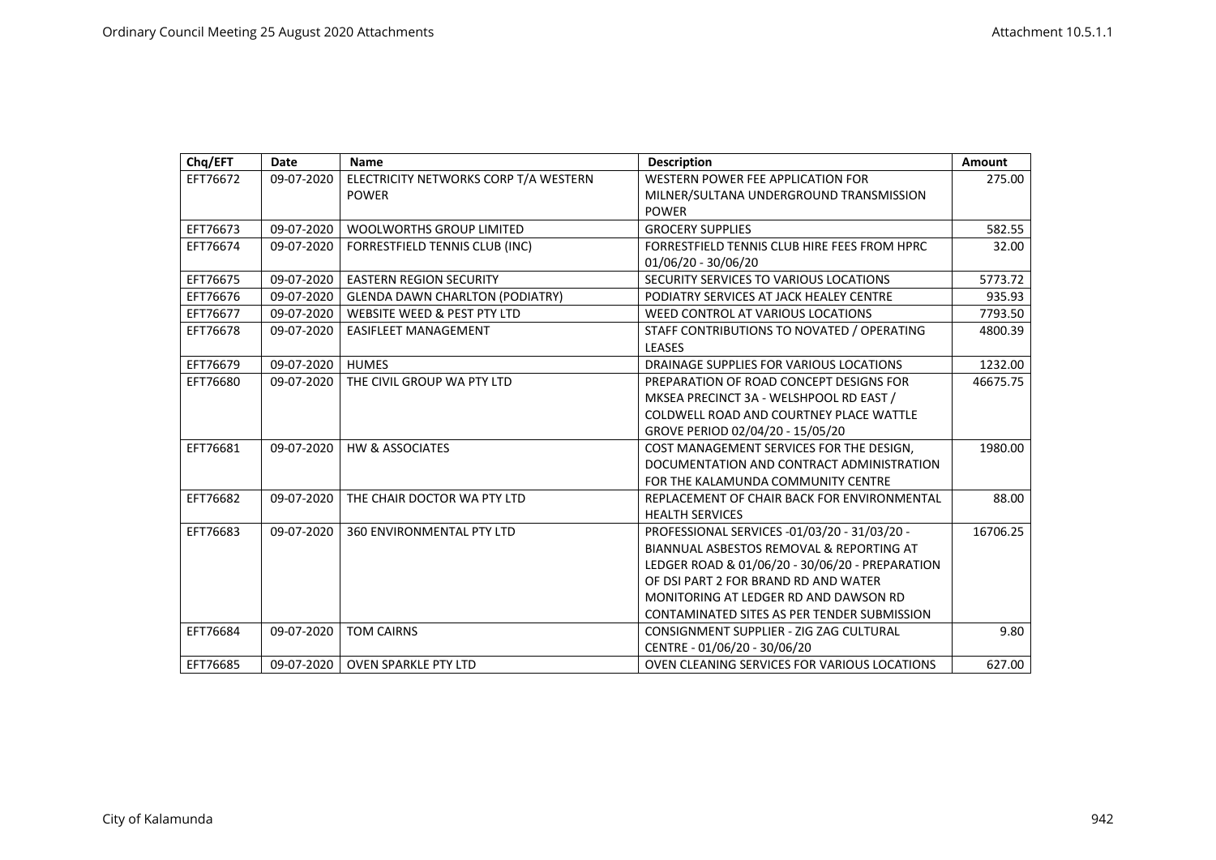| Chq/EFT | Date | Name | Description | Amount |
|---|---|---|---|---|
| EFT76672 | 09-07-2020 | ELECTRICITY NETWORKS CORP T/A WESTERN POWER | WESTERN POWER FEE APPLICATION FOR MILNER/SULTANA UNDERGROUND TRANSMISSION POWER | 275.00 |
| EFT76673 | 09-07-2020 | WOOLWORTHS GROUP LIMITED | GROCERY SUPPLIES | 582.55 |
| EFT76674 | 09-07-2020 | FORRESTFIELD TENNIS CLUB (INC) | FORRESTFIELD TENNIS CLUB HIRE FEES FROM HPRC 01/06/20 - 30/06/20 | 32.00 |
| EFT76675 | 09-07-2020 | EASTERN REGION SECURITY | SECURITY SERVICES TO VARIOUS LOCATIONS | 5773.72 |
| EFT76676 | 09-07-2020 | GLENDA DAWN CHARLTON (PODIATRY) | PODIATRY SERVICES AT JACK HEALEY CENTRE | 935.93 |
| EFT76677 | 09-07-2020 | WEBSITE WEED & PEST PTY LTD | WEED CONTROL AT VARIOUS LOCATIONS | 7793.50 |
| EFT76678 | 09-07-2020 | EASIFLEET MANAGEMENT | STAFF CONTRIBUTIONS TO NOVATED / OPERATING LEASES | 4800.39 |
| EFT76679 | 09-07-2020 | HUMES | DRAINAGE SUPPLIES FOR VARIOUS LOCATIONS | 1232.00 |
| EFT76680 | 09-07-2020 | THE CIVIL GROUP WA PTY LTD | PREPARATION OF ROAD CONCEPT DESIGNS FOR MKSEA PRECINCT 3A - WELSHPOOL RD EAST / COLDWELL ROAD AND COURTNEY PLACE WATTLE GROVE PERIOD 02/04/20 - 15/05/20 | 46675.75 |
| EFT76681 | 09-07-2020 | HW & ASSOCIATES | COST MANAGEMENT SERVICES FOR THE DESIGN, DOCUMENTATION AND CONTRACT ADMINISTRATION FOR THE KALAMUNDA COMMUNITY CENTRE | 1980.00 |
| EFT76682 | 09-07-2020 | THE CHAIR DOCTOR WA PTY LTD | REPLACEMENT OF CHAIR BACK FOR ENVIRONMENTAL HEALTH SERVICES | 88.00 |
| EFT76683 | 09-07-2020 | 360 ENVIRONMENTAL PTY LTD | PROFESSIONAL SERVICES -01/03/20 - 31/03/20 - BIANNUAL ASBESTOS REMOVAL & REPORTING AT LEDGER ROAD & 01/06/20 - 30/06/20 - PREPARATION OF DSI PART 2 FOR BRAND RD AND WATER MONITORING AT LEDGER RD AND DAWSON RD CONTAMINATED SITES AS PER TENDER SUBMISSION | 16706.25 |
| EFT76684 | 09-07-2020 | TOM CAIRNS | CONSIGNMENT SUPPLIER - ZIG ZAG CULTURAL CENTRE - 01/06/20 - 30/06/20 | 9.80 |
| EFT76685 | 09-07-2020 | OVEN SPARKLE PTY LTD | OVEN CLEANING SERVICES FOR VARIOUS LOCATIONS | 627.00 |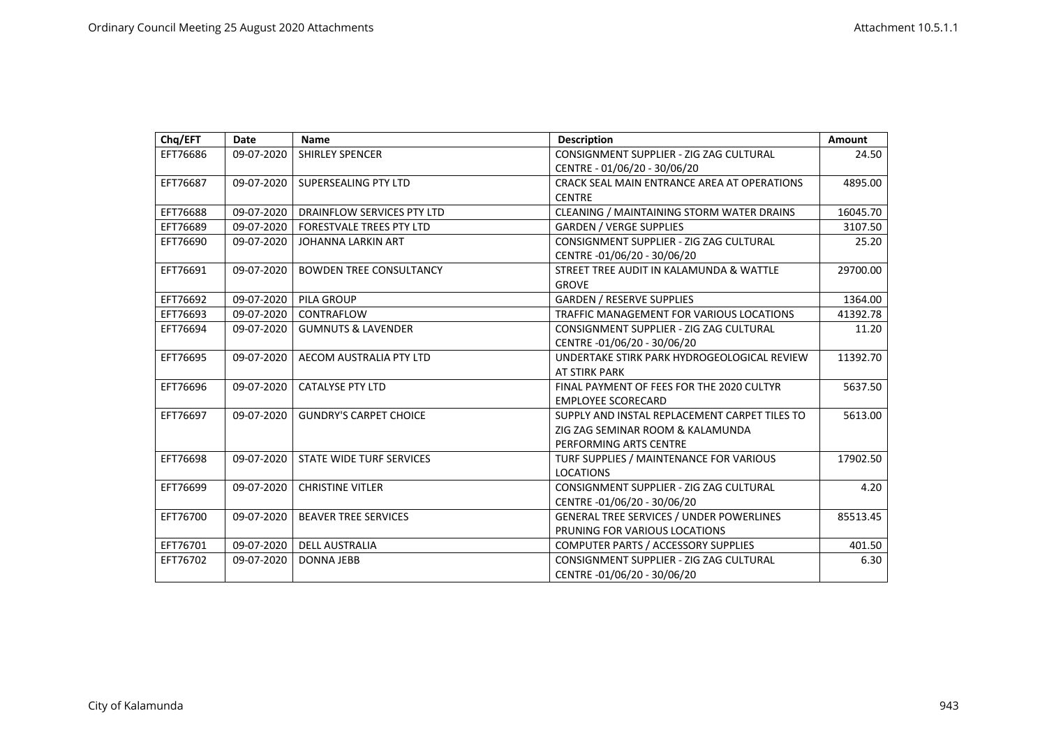| Chq/EFT | Date | Name | Description | Amount |
| --- | --- | --- | --- | --- |
| EFT76686 | 09-07-2020 | SHIRLEY SPENCER | CONSIGNMENT SUPPLIER - ZIG ZAG CULTURAL CENTRE - 01/06/20 - 30/06/20 | 24.50 |
| EFT76687 | 09-07-2020 | SUPERSEALING PTY LTD | CRACK SEAL MAIN ENTRANCE AREA AT OPERATIONS CENTRE | 4895.00 |
| EFT76688 | 09-07-2020 | DRAINFLOW SERVICES PTY LTD | CLEANING / MAINTAINING STORM WATER DRAINS | 16045.70 |
| EFT76689 | 09-07-2020 | FORESTVALE TREES PTY LTD | GARDEN / VERGE SUPPLIES | 3107.50 |
| EFT76690 | 09-07-2020 | JOHANNA LARKIN ART | CONSIGNMENT SUPPLIER - ZIG ZAG CULTURAL CENTRE -01/06/20 - 30/06/20 | 25.20 |
| EFT76691 | 09-07-2020 | BOWDEN TREE CONSULTANCY | STREET TREE AUDIT IN KALAMUNDA & WATTLE GROVE | 29700.00 |
| EFT76692 | 09-07-2020 | PILA GROUP | GARDEN / RESERVE SUPPLIES | 1364.00 |
| EFT76693 | 09-07-2020 | CONTRAFLOW | TRAFFIC MANAGEMENT FOR VARIOUS LOCATIONS | 41392.78 |
| EFT76694 | 09-07-2020 | GUMNUTS & LAVENDER | CONSIGNMENT SUPPLIER - ZIG ZAG CULTURAL CENTRE -01/06/20 - 30/06/20 | 11.20 |
| EFT76695 | 09-07-2020 | AECOM AUSTRALIA PTY LTD | UNDERTAKE STIRK PARK HYDROGEOLOGICAL REVIEW AT STIRK PARK | 11392.70 |
| EFT76696 | 09-07-2020 | CATALYSE PTY LTD | FINAL PAYMENT OF FEES FOR THE 2020 CULTYR EMPLOYEE SCORECARD | 5637.50 |
| EFT76697 | 09-07-2020 | GUNDRY'S CARPET CHOICE | SUPPLY AND INSTAL REPLACEMENT CARPET TILES TO ZIG ZAG SEMINAR ROOM & KALAMUNDA PERFORMING ARTS CENTRE | 5613.00 |
| EFT76698 | 09-07-2020 | STATE WIDE TURF SERVICES | TURF SUPPLIES / MAINTENANCE FOR VARIOUS LOCATIONS | 17902.50 |
| EFT76699 | 09-07-2020 | CHRISTINE VITLER | CONSIGNMENT SUPPLIER - ZIG ZAG CULTURAL CENTRE -01/06/20 - 30/06/20 | 4.20 |
| EFT76700 | 09-07-2020 | BEAVER TREE SERVICES | GENERAL TREE SERVICES / UNDER POWERLINES PRUNING FOR VARIOUS LOCATIONS | 85513.45 |
| EFT76701 | 09-07-2020 | DELL AUSTRALIA | COMPUTER PARTS / ACCESSORY SUPPLIES | 401.50 |
| EFT76702 | 09-07-2020 | DONNA JEBB | CONSIGNMENT SUPPLIER - ZIG ZAG CULTURAL CENTRE -01/06/20 - 30/06/20 | 6.30 |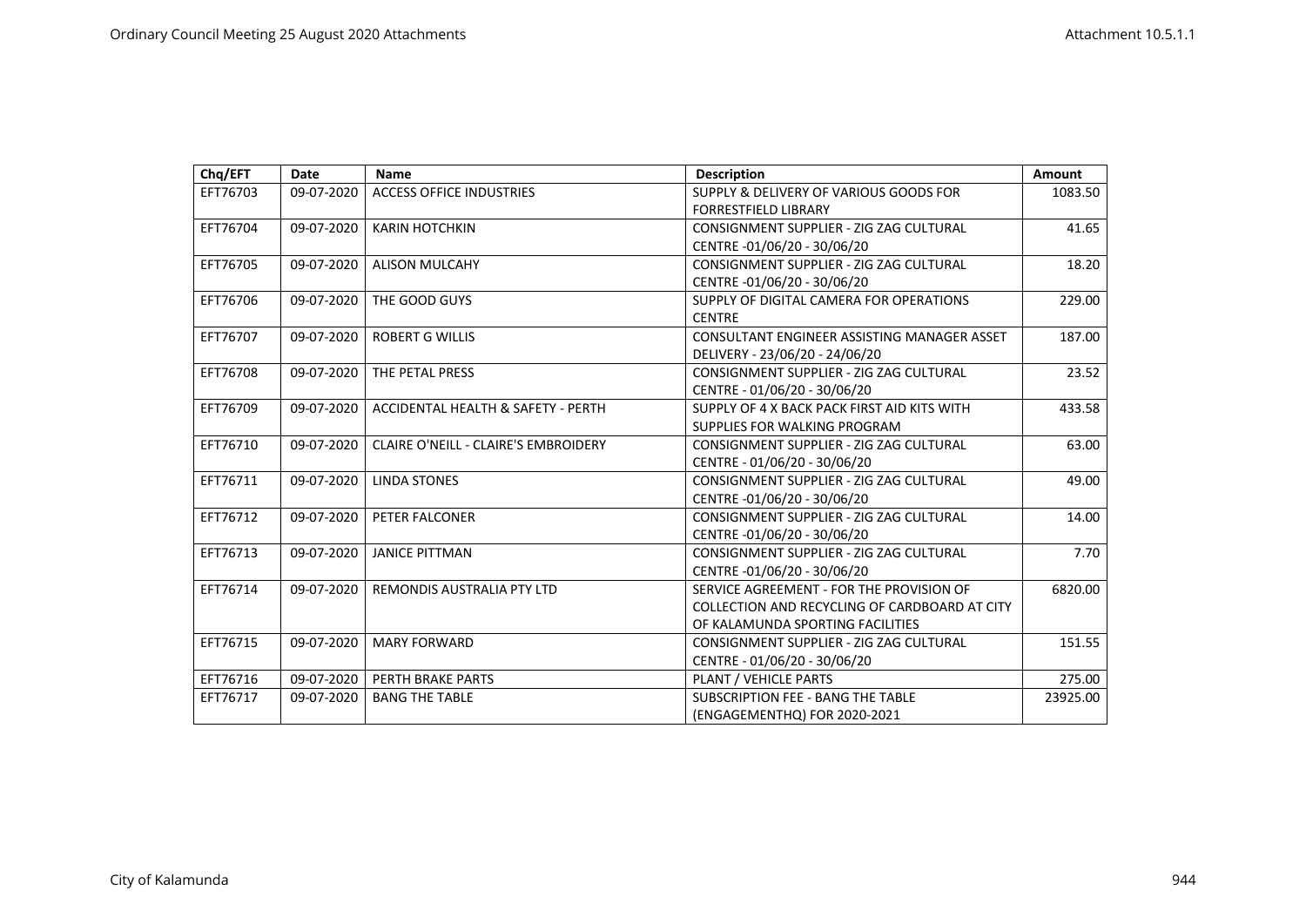| Chq/EFT | Date | Name | Description | Amount |
|---|---|---|---|---|
| EFT76703 | 09-07-2020 | ACCESS OFFICE INDUSTRIES | SUPPLY & DELIVERY OF VARIOUS GOODS FOR FORRESTFIELD LIBRARY | 1083.50 |
| EFT76704 | 09-07-2020 | KARIN HOTCHKIN | CONSIGNMENT SUPPLIER - ZIG ZAG CULTURAL CENTRE -01/06/20 - 30/06/20 | 41.65 |
| EFT76705 | 09-07-2020 | ALISON MULCAHY | CONSIGNMENT SUPPLIER - ZIG ZAG CULTURAL CENTRE -01/06/20 - 30/06/20 | 18.20 |
| EFT76706 | 09-07-2020 | THE GOOD GUYS | SUPPLY OF DIGITAL CAMERA FOR OPERATIONS CENTRE | 229.00 |
| EFT76707 | 09-07-2020 | ROBERT G WILLIS | CONSULTANT ENGINEER ASSISTING MANAGER ASSET DELIVERY - 23/06/20 - 24/06/20 | 187.00 |
| EFT76708 | 09-07-2020 | THE PETAL PRESS | CONSIGNMENT SUPPLIER - ZIG ZAG CULTURAL CENTRE - 01/06/20 - 30/06/20 | 23.52 |
| EFT76709 | 09-07-2020 | ACCIDENTAL HEALTH & SAFETY - PERTH | SUPPLY OF 4 X BACK PACK FIRST AID KITS WITH SUPPLIES FOR WALKING PROGRAM | 433.58 |
| EFT76710 | 09-07-2020 | CLAIRE O'NEILL - CLAIRE'S EMBROIDERY | CONSIGNMENT SUPPLIER - ZIG ZAG CULTURAL CENTRE - 01/06/20 - 30/06/20 | 63.00 |
| EFT76711 | 09-07-2020 | LINDA STONES | CONSIGNMENT SUPPLIER - ZIG ZAG CULTURAL CENTRE -01/06/20 - 30/06/20 | 49.00 |
| EFT76712 | 09-07-2020 | PETER FALCONER | CONSIGNMENT SUPPLIER - ZIG ZAG CULTURAL CENTRE -01/06/20 - 30/06/20 | 14.00 |
| EFT76713 | 09-07-2020 | JANICE PITTMAN | CONSIGNMENT SUPPLIER - ZIG ZAG CULTURAL CENTRE -01/06/20 - 30/06/20 | 7.70 |
| EFT76714 | 09-07-2020 | REMONDIS AUSTRALIA PTY LTD | SERVICE AGREEMENT - FOR THE PROVISION OF COLLECTION AND RECYCLING OF CARDBOARD AT CITY OF KALAMUNDA SPORTING FACILITIES | 6820.00 |
| EFT76715 | 09-07-2020 | MARY FORWARD | CONSIGNMENT SUPPLIER - ZIG ZAG CULTURAL CENTRE - 01/06/20 - 30/06/20 | 151.55 |
| EFT76716 | 09-07-2020 | PERTH BRAKE PARTS | PLANT / VEHICLE PARTS | 275.00 |
| EFT76717 | 09-07-2020 | BANG THE TABLE | SUBSCRIPTION FEE - BANG THE TABLE (ENGAGEMENTHQ) FOR 2020-2021 | 23925.00 |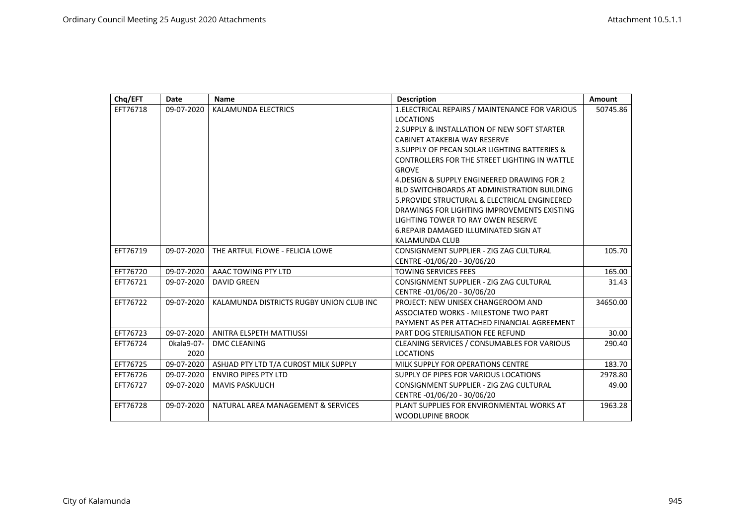| Chq/EFT | Date | Name | Description | Amount |
|---|---|---|---|---|
| EFT76718 | 09-07-2020 | KALAMUNDA ELECTRICS | 1.ELECTRICAL REPAIRS / MAINTENANCE FOR VARIOUS LOCATIONS 2.SUPPLY & INSTALLATION OF NEW SOFT STARTER CABINET ATAKEBIA WAY RESERVE 3.SUPPLY OF PECAN SOLAR LIGHTING BATTERIES & CONTROLLERS FOR THE STREET LIGHTING IN WATTLE GROVE 4.DESIGN & SUPPLY ENGINEERED DRAWING FOR 2 BLD SWITCHBOARDS AT ADMINISTRATION BUILDING 5.PROVIDE STRUCTURAL & ELECTRICAL ENGINEERED DRAWINGS FOR LIGHTING IMPROVEMENTS EXISTING LIGHTING TOWER TO RAY OWEN RESERVE 6.REPAIR DAMAGED ILLUMINATED SIGN AT KALAMUNDA CLUB | 50745.86 |
| EFT76719 | 09-07-2020 | THE ARTFUL FLOWE - FELICIA LOWE | CONSIGNMENT SUPPLIER - ZIG ZAG CULTURAL CENTRE -01/06/20 - 30/06/20 | 105.70 |
| EFT76720 | 09-07-2020 | AAAC TOWING PTY LTD | TOWING SERVICES FEES | 165.00 |
| EFT76721 | 09-07-2020 | DAVID GREEN | CONSIGNMENT SUPPLIER - ZIG ZAG CULTURAL CENTRE -01/06/20 - 30/06/20 | 31.43 |
| EFT76722 | 09-07-2020 | KALAMUNDA DISTRICTS RUGBY UNION CLUB INC | PROJECT: NEW UNISEX CHANGEROOM AND ASSOCIATED WORKS - MILESTONE TWO PART PAYMENT AS PER ATTACHED FINANCIAL AGREEMENT | 34650.00 |
| EFT76723 | 09-07-2020 | ANITRA ELSPETH MATTIUSSI | PART DOG STERILISATION FEE REFUND | 30.00 |
| EFT76724 | 0kala9-07-2020 | DMC CLEANING | CLEANING SERVICES / CONSUMABLES FOR VARIOUS LOCATIONS | 290.40 |
| EFT76725 | 09-07-2020 | ASHJAD PTY LTD T/A CUROST MILK SUPPLY | MILK SUPPLY FOR OPERATIONS CENTRE | 183.70 |
| EFT76726 | 09-07-2020 | ENVIRO PIPES PTY LTD | SUPPLY OF PIPES FOR VARIOUS LOCATIONS | 2978.80 |
| EFT76727 | 09-07-2020 | MAVIS PASKULICH | CONSIGNMENT SUPPLIER - ZIG ZAG CULTURAL CENTRE -01/06/20 - 30/06/20 | 49.00 |
| EFT76728 | 09-07-2020 | NATURAL AREA MANAGEMENT & SERVICES | PLANT SUPPLIES FOR ENVIRONMENTAL WORKS AT WOODLUPINE BROOK | 1963.28 |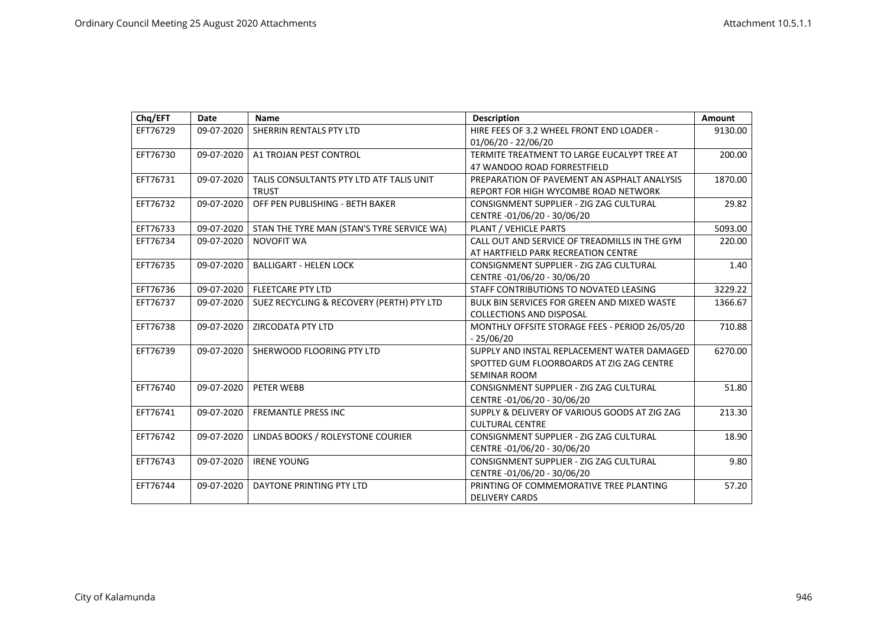| Chq/EFT | Date | Name | Description | Amount |
|---|---|---|---|---|
| EFT76729 | 09-07-2020 | SHERRIN RENTALS PTY LTD | HIRE FEES OF 3.2 WHEEL FRONT END LOADER - 01/06/20 - 22/06/20 | 9130.00 |
| EFT76730 | 09-07-2020 | A1 TROJAN PEST CONTROL | TERMITE TREATMENT TO LARGE EUCALYPT TREE AT 47 WANDOO ROAD FORRESTFIELD | 200.00 |
| EFT76731 | 09-07-2020 | TALIS CONSULTANTS PTY LTD ATF TALIS UNIT TRUST | PREPARATION OF PAVEMENT AN ASPHALT ANALYSIS REPORT FOR HIGH WYCOMBE ROAD NETWORK | 1870.00 |
| EFT76732 | 09-07-2020 | OFF PEN PUBLISHING - BETH BAKER | CONSIGNMENT SUPPLIER - ZIG ZAG CULTURAL CENTRE -01/06/20 - 30/06/20 | 29.82 |
| EFT76733 | 09-07-2020 | STAN THE TYRE MAN (STAN'S TYRE SERVICE WA) | PLANT / VEHICLE PARTS | 5093.00 |
| EFT76734 | 09-07-2020 | NOVOFIT WA | CALL OUT AND SERVICE OF TREADMILLS IN THE GYM AT HARTFIELD PARK RECREATION CENTRE | 220.00 |
| EFT76735 | 09-07-2020 | BALLIGART - HELEN LOCK | CONSIGNMENT SUPPLIER - ZIG ZAG CULTURAL CENTRE -01/06/20 - 30/06/20 | 1.40 |
| EFT76736 | 09-07-2020 | FLEETCARE PTY LTD | STAFF CONTRIBUTIONS TO NOVATED LEASING | 3229.22 |
| EFT76737 | 09-07-2020 | SUEZ RECYCLING & RECOVERY (PERTH) PTY LTD | BULK BIN SERVICES FOR GREEN AND MIXED WASTE COLLECTIONS AND DISPOSAL | 1366.67 |
| EFT76738 | 09-07-2020 | ZIRCODATA PTY LTD | MONTHLY OFFSITE STORAGE FEES - PERIOD 26/05/20 - 25/06/20 | 710.88 |
| EFT76739 | 09-07-2020 | SHERWOOD FLOORING PTY LTD | SUPPLY AND INSTAL REPLACEMENT WATER DAMAGED SPOTTED GUM FLOORBOARDS AT ZIG ZAG CENTRE SEMINAR ROOM | 6270.00 |
| EFT76740 | 09-07-2020 | PETER WEBB | CONSIGNMENT SUPPLIER - ZIG ZAG CULTURAL CENTRE -01/06/20 - 30/06/20 | 51.80 |
| EFT76741 | 09-07-2020 | FREMANTLE PRESS INC | SUPPLY & DELIVERY OF VARIOUS GOODS AT ZIG ZAG CULTURAL CENTRE | 213.30 |
| EFT76742 | 09-07-2020 | LINDAS BOOKS / ROLEYSTONE COURIER | CONSIGNMENT SUPPLIER - ZIG ZAG CULTURAL CENTRE -01/06/20 - 30/06/20 | 18.90 |
| EFT76743 | 09-07-2020 | IRENE YOUNG | CONSIGNMENT SUPPLIER - ZIG ZAG CULTURAL CENTRE -01/06/20 - 30/06/20 | 9.80 |
| EFT76744 | 09-07-2020 | DAYTONE PRINTING PTY LTD | PRINTING OF COMMEMORATIVE TREE PLANTING DELIVERY CARDS | 57.20 |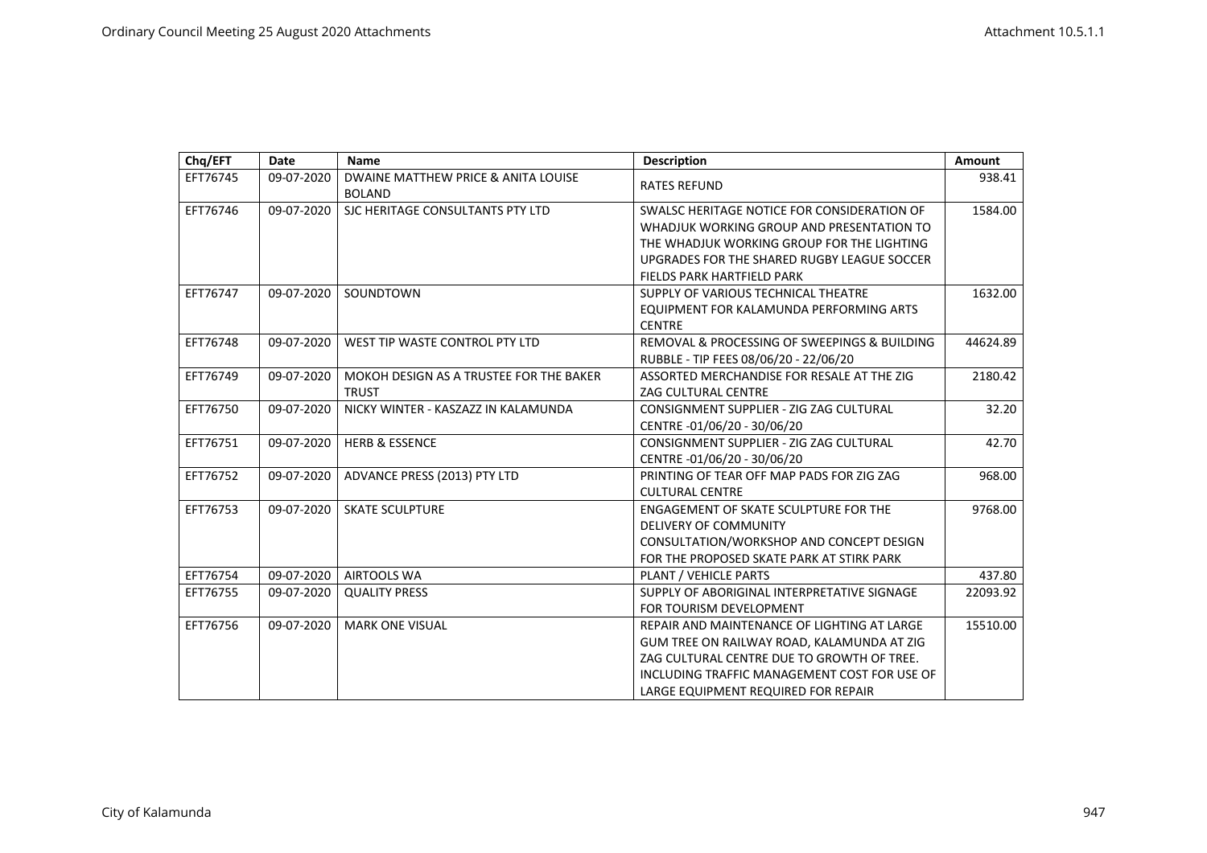| Chq/EFT | Date | Name | Description | Amount |
|---|---|---|---|---|
| EFT76745 | 09-07-2020 | DWAINE MATTHEW PRICE & ANITA LOUISE BOLAND | RATES REFUND | 938.41 |
| EFT76746 | 09-07-2020 | SJC HERITAGE CONSULTANTS PTY LTD | SWALSC HERITAGE NOTICE FOR CONSIDERATION OF WHADJUK WORKING GROUP AND PRESENTATION TO THE WHADJUK WORKING GROUP FOR THE LIGHTING UPGRADES FOR THE SHARED RUGBY LEAGUE SOCCER FIELDS PARK HARTFIELD PARK | 1584.00 |
| EFT76747 | 09-07-2020 | SOUNDTOWN | SUPPLY OF VARIOUS TECHNICAL THEATRE EQUIPMENT FOR KALAMUNDA PERFORMING ARTS CENTRE | 1632.00 |
| EFT76748 | 09-07-2020 | WEST TIP WASTE CONTROL PTY LTD | REMOVAL & PROCESSING OF SWEEPINGS & BUILDING RUBBLE - TIP FEES 08/06/20 - 22/06/20 | 44624.89 |
| EFT76749 | 09-07-2020 | MOKOH DESIGN AS A TRUSTEE FOR THE BAKER TRUST | ASSORTED MERCHANDISE FOR RESALE AT THE ZIG ZAG CULTURAL CENTRE | 2180.42 |
| EFT76750 | 09-07-2020 | NICKY WINTER - KASZAZZ IN KALAMUNDA | CONSIGNMENT SUPPLIER - ZIG ZAG CULTURAL CENTRE -01/06/20 - 30/06/20 | 32.20 |
| EFT76751 | 09-07-2020 | HERB & ESSENCE | CONSIGNMENT SUPPLIER - ZIG ZAG CULTURAL CENTRE -01/06/20 - 30/06/20 | 42.70 |
| EFT76752 | 09-07-2020 | ADVANCE PRESS (2013) PTY LTD | PRINTING OF TEAR OFF MAP PADS FOR ZIG ZAG CULTURAL CENTRE | 968.00 |
| EFT76753 | 09-07-2020 | SKATE SCULPTURE | ENGAGEMENT OF SKATE SCULPTURE FOR THE DELIVERY OF COMMUNITY CONSULTATION/WORKSHOP AND CONCEPT DESIGN FOR THE PROPOSED SKATE PARK AT STIRK PARK | 9768.00 |
| EFT76754 | 09-07-2020 | AIRTOOLS WA | PLANT / VEHICLE PARTS | 437.80 |
| EFT76755 | 09-07-2020 | QUALITY PRESS | SUPPLY OF ABORIGINAL INTERPRETATIVE SIGNAGE FOR TOURISM DEVELOPMENT | 22093.92 |
| EFT76756 | 09-07-2020 | MARK ONE VISUAL | REPAIR AND MAINTENANCE OF LIGHTING AT LARGE GUM TREE ON RAILWAY ROAD, KALAMUNDA AT ZIG ZAG CULTURAL CENTRE DUE TO GROWTH OF TREE. INCLUDING TRAFFIC MANAGEMENT COST FOR USE OF LARGE EQUIPMENT REQUIRED FOR REPAIR | 15510.00 |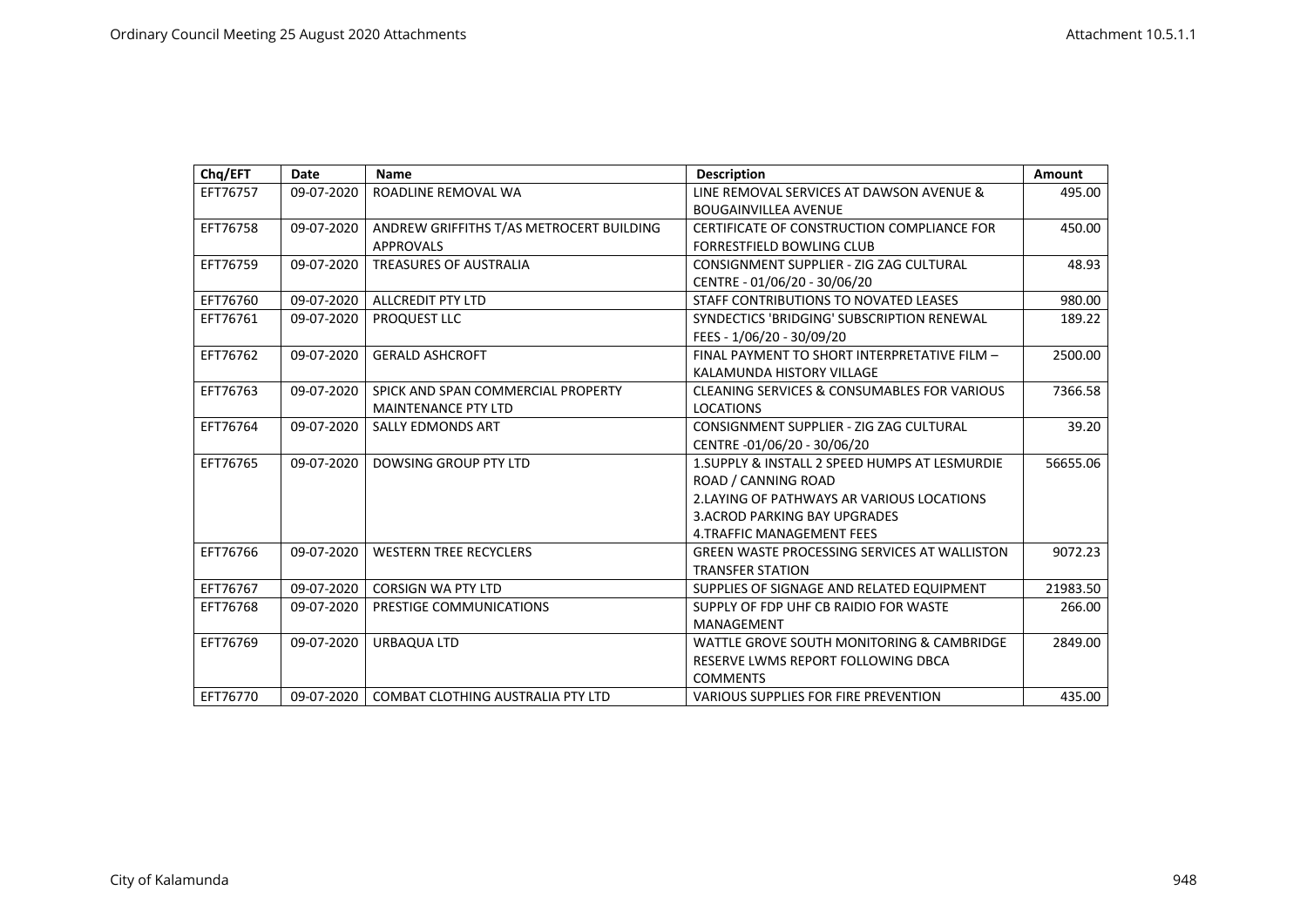| Chq/EFT | Date | Name | Description | Amount |
|---|---|---|---|---|
| EFT76757 | 09-07-2020 | ROADLINE REMOVAL WA | LINE REMOVAL SERVICES AT DAWSON AVENUE & BOUGAINVILLEA AVENUE | 495.00 |
| EFT76758 | 09-07-2020 | ANDREW GRIFFITHS T/AS METROCERT BUILDING APPROVALS | CERTIFICATE OF CONSTRUCTION COMPLIANCE FOR FORRESTFIELD BOWLING CLUB | 450.00 |
| EFT76759 | 09-07-2020 | TREASURES OF AUSTRALIA | CONSIGNMENT SUPPLIER - ZIG ZAG CULTURAL CENTRE - 01/06/20 - 30/06/20 | 48.93 |
| EFT76760 | 09-07-2020 | ALLCREDIT PTY LTD | STAFF CONTRIBUTIONS TO NOVATED LEASES | 980.00 |
| EFT76761 | 09-07-2020 | PROQUEST LLC | SYNDECTICS 'BRIDGING' SUBSCRIPTION RENEWAL FEES - 1/06/20 - 30/09/20 | 189.22 |
| EFT76762 | 09-07-2020 | GERALD ASHCROFT | FINAL PAYMENT TO SHORT INTERPRETATIVE FILM – KALAMUNDA HISTORY VILLAGE | 2500.00 |
| EFT76763 | 09-07-2020 | SPICK AND SPAN COMMERCIAL PROPERTY MAINTENANCE PTY LTD | CLEANING SERVICES & CONSUMABLES FOR VARIOUS LOCATIONS | 7366.58 |
| EFT76764 | 09-07-2020 | SALLY EDMONDS ART | CONSIGNMENT SUPPLIER - ZIG ZAG CULTURAL CENTRE -01/06/20 - 30/06/20 | 39.20 |
| EFT76765 | 09-07-2020 | DOWSING GROUP PTY LTD | 1.SUPPLY & INSTALL 2 SPEED HUMPS AT LESMURDIE ROAD / CANNING ROAD<br>2.LAYING OF PATHWAYS AR VARIOUS LOCATIONS<br>3.ACROD PARKING BAY UPGRADES<br>4.TRAFFIC MANAGEMENT FEES | 56655.06 |
| EFT76766 | 09-07-2020 | WESTERN TREE RECYCLERS | GREEN WASTE PROCESSING SERVICES AT WALLISTON TRANSFER STATION | 9072.23 |
| EFT76767 | 09-07-2020 | CORSIGN WA PTY LTD | SUPPLIES OF SIGNAGE AND RELATED EQUIPMENT | 21983.50 |
| EFT76768 | 09-07-2020 | PRESTIGE COMMUNICATIONS | SUPPLY OF FDP UHF CB RAIDIO FOR WASTE MANAGEMENT | 266.00 |
| EFT76769 | 09-07-2020 | URBAQUA LTD | WATTLE GROVE SOUTH MONITORING & CAMBRIDGE RESERVE LWMS REPORT FOLLOWING DBCA COMMENTS | 2849.00 |
| EFT76770 | 09-07-2020 | COMBAT CLOTHING AUSTRALIA PTY LTD | VARIOUS SUPPLIES FOR FIRE PREVENTION | 435.00 |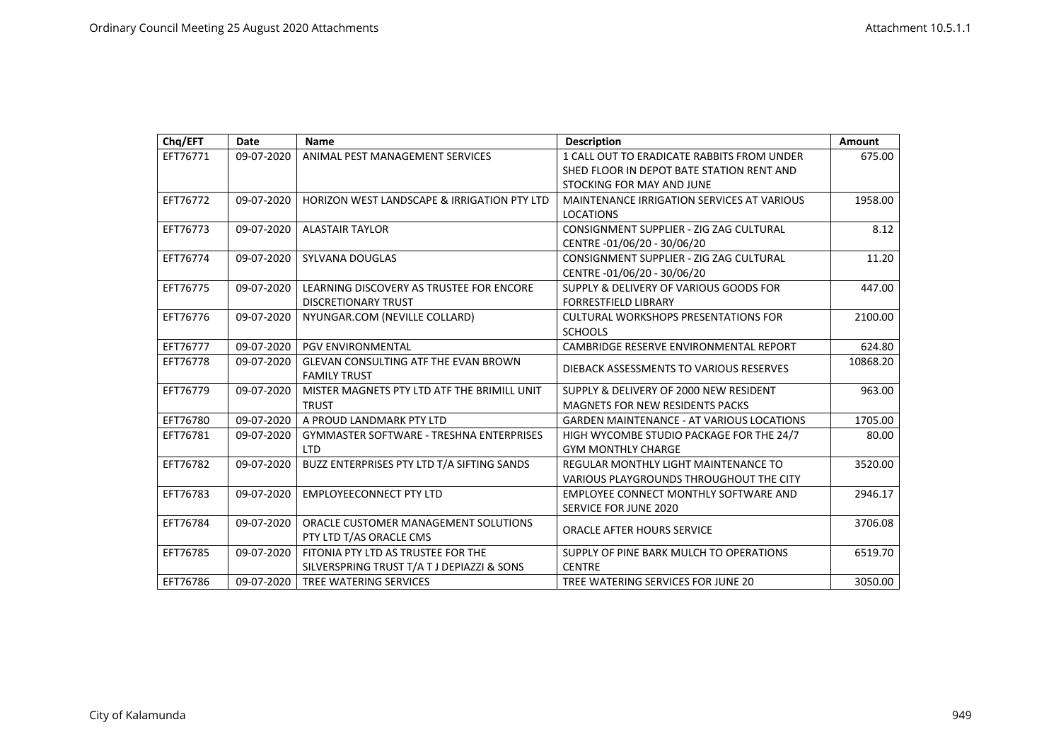| Chq/EFT | Date | Name | Description | Amount |
|---|---|---|---|---|
| EFT76771 | 09-07-2020 | ANIMAL PEST MANAGEMENT SERVICES | 1 CALL OUT TO ERADICATE RABBITS FROM UNDER SHED FLOOR IN DEPOT BATE STATION RENT AND STOCKING FOR MAY AND JUNE | 675.00 |
| EFT76772 | 09-07-2020 | HORIZON WEST LANDSCAPE & IRRIGATION PTY LTD | MAINTENANCE IRRIGATION SERVICES AT VARIOUS LOCATIONS | 1958.00 |
| EFT76773 | 09-07-2020 | ALASTAIR TAYLOR | CONSIGNMENT SUPPLIER - ZIG ZAG CULTURAL CENTRE -01/06/20 - 30/06/20 | 8.12 |
| EFT76774 | 09-07-2020 | SYLVANA DOUGLAS | CONSIGNMENT SUPPLIER - ZIG ZAG CULTURAL CENTRE -01/06/20 - 30/06/20 | 11.20 |
| EFT76775 | 09-07-2020 | LEARNING DISCOVERY AS TRUSTEE FOR ENCORE DISCRETIONARY TRUST | SUPPLY & DELIVERY OF VARIOUS GOODS FOR FORRESTFIELD LIBRARY | 447.00 |
| EFT76776 | 09-07-2020 | NYUNGAR.COM (NEVILLE COLLARD) | CULTURAL WORKSHOPS PRESENTATIONS FOR SCHOOLS | 2100.00 |
| EFT76777 | 09-07-2020 | PGV ENVIRONMENTAL | CAMBRIDGE RESERVE ENVIRONMENTAL REPORT | 624.80 |
| EFT76778 | 09-07-2020 | GLEVAN CONSULTING ATF THE EVAN BROWN FAMILY TRUST | DIEBACK ASSESSMENTS TO VARIOUS RESERVES | 10868.20 |
| EFT76779 | 09-07-2020 | MISTER MAGNETS PTY LTD ATF THE BRIMILL UNIT TRUST | SUPPLY & DELIVERY OF 2000 NEW RESIDENT MAGNETS FOR NEW RESIDENTS PACKS | 963.00 |
| EFT76780 | 09-07-2020 | A PROUD LANDMARK PTY LTD | GARDEN MAINTENANCE - AT VARIOUS LOCATIONS | 1705.00 |
| EFT76781 | 09-07-2020 | GYMMASTER SOFTWARE - TRESHNA ENTERPRISES LTD | HIGH WYCOMBE STUDIO PACKAGE FOR THE 24/7 GYM MONTHLY CHARGE | 80.00 |
| EFT76782 | 09-07-2020 | BUZZ ENTERPRISES PTY LTD T/A SIFTING SANDS | REGULAR MONTHLY LIGHT MAINTENANCE TO VARIOUS PLAYGROUNDS THROUGHOUT THE CITY | 3520.00 |
| EFT76783 | 09-07-2020 | EMPLOYEECONNECT PTY LTD | EMPLOYEE CONNECT MONTHLY SOFTWARE AND SERVICE FOR JUNE 2020 | 2946.17 |
| EFT76784 | 09-07-2020 | ORACLE CUSTOMER MANAGEMENT SOLUTIONS PTY LTD T/AS ORACLE CMS | ORACLE AFTER HOURS SERVICE | 3706.08 |
| EFT76785 | 09-07-2020 | FITONIA PTY LTD AS TRUSTEE FOR THE SILVERSPRING TRUST T/A T J DEPIAZZI & SONS | SUPPLY OF PINE BARK MULCH TO OPERATIONS CENTRE | 6519.70 |
| EFT76786 | 09-07-2020 | TREE WATERING SERVICES | TREE WATERING SERVICES FOR JUNE 20 | 3050.00 |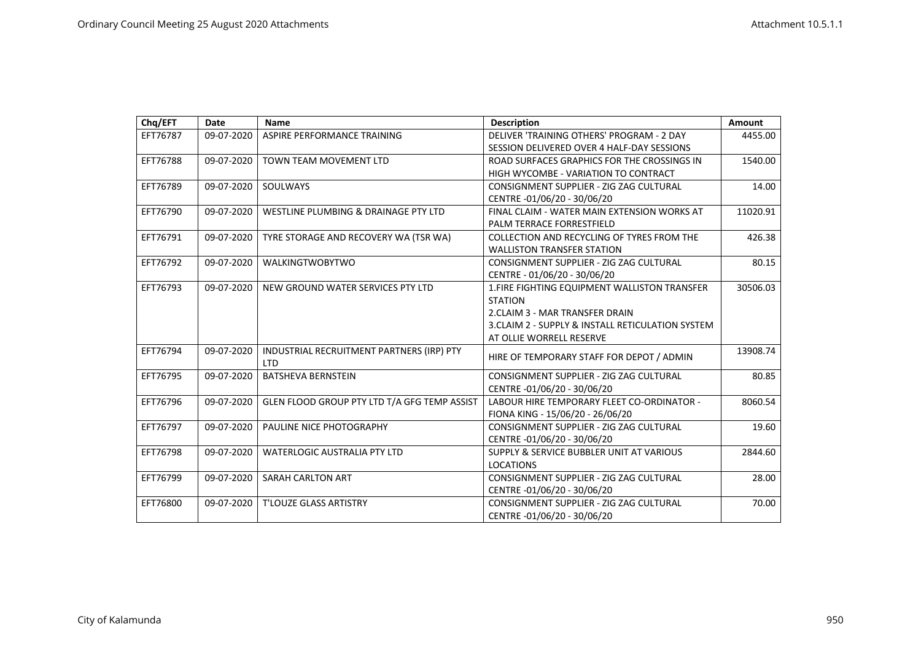| Chq/EFT | Date | Name | Description | Amount |
|---|---|---|---|---|
| EFT76787 | 09-07-2020 | ASPIRE PERFORMANCE TRAINING | DELIVER 'TRAINING OTHERS' PROGRAM - 2 DAY SESSION DELIVERED OVER 4 HALF-DAY SESSIONS | 4455.00 |
| EFT76788 | 09-07-2020 | TOWN TEAM MOVEMENT LTD | ROAD SURFACES GRAPHICS FOR THE CROSSINGS IN HIGH WYCOMBE - VARIATION TO CONTRACT | 1540.00 |
| EFT76789 | 09-07-2020 | SOULWAYS | CONSIGNMENT SUPPLIER - ZIG ZAG CULTURAL CENTRE -01/06/20 - 30/06/20 | 14.00 |
| EFT76790 | 09-07-2020 | WESTLINE PLUMBING & DRAINAGE PTY LTD | FINAL CLAIM - WATER MAIN EXTENSION WORKS AT PALM TERRACE FORRESTFIELD | 11020.91 |
| EFT76791 | 09-07-2020 | TYRE STORAGE AND RECOVERY WA (TSR WA) | COLLECTION AND RECYCLING OF TYRES FROM THE WALLISTON TRANSFER STATION | 426.38 |
| EFT76792 | 09-07-2020 | WALKINGTWOBYTWO | CONSIGNMENT SUPPLIER - ZIG ZAG CULTURAL CENTRE - 01/06/20 - 30/06/20 | 80.15 |
| EFT76793 | 09-07-2020 | NEW GROUND WATER SERVICES PTY LTD | 1.FIRE FIGHTING EQUIPMENT WALLISTON TRANSFER STATION<br>2.CLAIM 3 - MAR TRANSFER DRAIN<br>3.CLAIM 2 - SUPPLY & INSTALL RETICULATION SYSTEM AT OLLIE WORRELL RESERVE | 30506.03 |
| EFT76794 | 09-07-2020 | INDUSTRIAL RECRUITMENT PARTNERS (IRP) PTY LTD | HIRE OF TEMPORARY STAFF FOR DEPOT / ADMIN | 13908.74 |
| EFT76795 | 09-07-2020 | BATSHEVA BERNSTEIN | CONSIGNMENT SUPPLIER - ZIG ZAG CULTURAL CENTRE -01/06/20 - 30/06/20 | 80.85 |
| EFT76796 | 09-07-2020 | GLEN FLOOD GROUP PTY LTD T/A GFG TEMP ASSIST | LABOUR HIRE TEMPORARY FLEET CO-ORDINATOR - FIONA KING - 15/06/20 - 26/06/20 | 8060.54 |
| EFT76797 | 09-07-2020 | PAULINE NICE PHOTOGRAPHY | CONSIGNMENT SUPPLIER - ZIG ZAG CULTURAL CENTRE -01/06/20 - 30/06/20 | 19.60 |
| EFT76798 | 09-07-2020 | WATERLOGIC AUSTRALIA PTY LTD | SUPPLY & SERVICE BUBBLER UNIT AT VARIOUS LOCATIONS | 2844.60 |
| EFT76799 | 09-07-2020 | SARAH CARLTON ART | CONSIGNMENT SUPPLIER - ZIG ZAG CULTURAL CENTRE -01/06/20 - 30/06/20 | 28.00 |
| EFT76800 | 09-07-2020 | T'LOUZE GLASS ARTISTRY | CONSIGNMENT SUPPLIER - ZIG ZAG CULTURAL CENTRE -01/06/20 - 30/06/20 | 70.00 |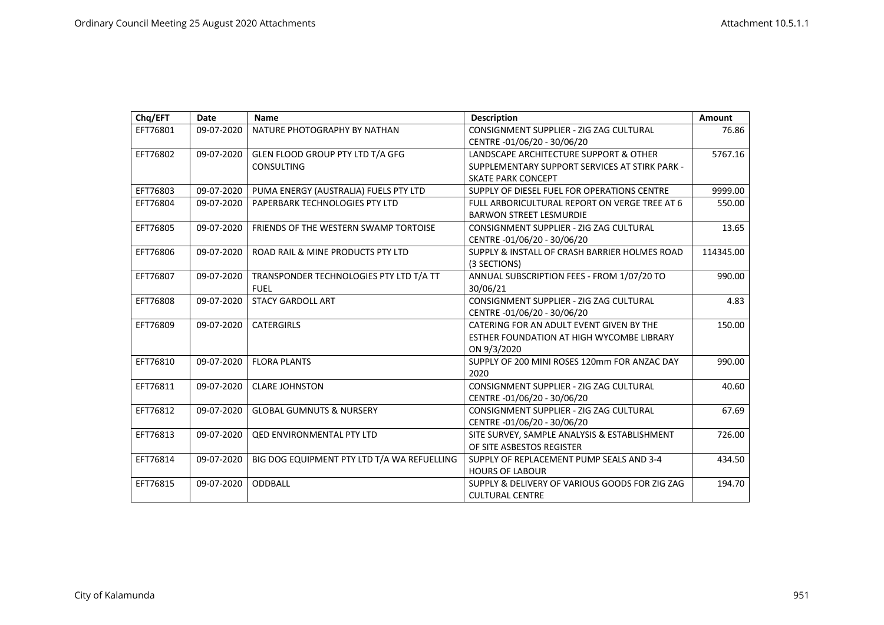| Chq/EFT | Date | Name | Description | Amount |
|---|---|---|---|---|
| EFT76801 | 09-07-2020 | NATURE PHOTOGRAPHY BY NATHAN | CONSIGNMENT SUPPLIER - ZIG ZAG CULTURAL CENTRE -01/06/20 - 30/06/20 | 76.86 |
| EFT76802 | 09-07-2020 | GLEN FLOOD GROUP PTY LTD T/A GFG CONSULTING | LANDSCAPE ARCHITECTURE SUPPORT & OTHER SUPPLEMENTARY SUPPORT SERVICES AT STIRK PARK - SKATE PARK CONCEPT | 5767.16 |
| EFT76803 | 09-07-2020 | PUMA ENERGY (AUSTRALIA) FUELS PTY LTD | SUPPLY OF DIESEL FUEL FOR OPERATIONS CENTRE | 9999.00 |
| EFT76804 | 09-07-2020 | PAPERBARK TECHNOLOGIES PTY LTD | FULL ARBORICULTURAL REPORT ON VERGE TREE AT 6 BARWON STREET LESMURDIE | 550.00 |
| EFT76805 | 09-07-2020 | FRIENDS OF THE WESTERN SWAMP TORTOISE | CONSIGNMENT SUPPLIER - ZIG ZAG CULTURAL CENTRE -01/06/20 - 30/06/20 | 13.65 |
| EFT76806 | 09-07-2020 | ROAD RAIL & MINE PRODUCTS PTY LTD | SUPPLY & INSTALL OF CRASH BARRIER HOLMES ROAD (3 SECTIONS) | 114345.00 |
| EFT76807 | 09-07-2020 | TRANSPONDER TECHNOLOGIES PTY LTD T/A TT FUEL | ANNUAL SUBSCRIPTION FEES - FROM 1/07/20 TO 30/06/21 | 990.00 |
| EFT76808 | 09-07-2020 | STACY GARDOLL ART | CONSIGNMENT SUPPLIER - ZIG ZAG CULTURAL CENTRE -01/06/20 - 30/06/20 | 4.83 |
| EFT76809 | 09-07-2020 | CATERGIRLS | CATERING FOR AN ADULT EVENT GIVEN BY THE ESTHER FOUNDATION AT HIGH WYCOMBE LIBRARY ON 9/3/2020 | 150.00 |
| EFT76810 | 09-07-2020 | FLORA PLANTS | SUPPLY OF 200 MINI ROSES 120mm FOR ANZAC DAY 2020 | 990.00 |
| EFT76811 | 09-07-2020 | CLARE JOHNSTON | CONSIGNMENT SUPPLIER - ZIG ZAG CULTURAL CENTRE -01/06/20 - 30/06/20 | 40.60 |
| EFT76812 | 09-07-2020 | GLOBAL GUMNUTS & NURSERY | CONSIGNMENT SUPPLIER - ZIG ZAG CULTURAL CENTRE -01/06/20 - 30/06/20 | 67.69 |
| EFT76813 | 09-07-2020 | QED ENVIRONMENTAL PTY LTD | SITE SURVEY, SAMPLE ANALYSIS & ESTABLISHMENT OF SITE ASBESTOS REGISTER | 726.00 |
| EFT76814 | 09-07-2020 | BIG DOG EQUIPMENT PTY LTD T/A WA REFUELLING | SUPPLY OF REPLACEMENT PUMP SEALS AND 3-4 HOURS OF LABOUR | 434.50 |
| EFT76815 | 09-07-2020 | ODDBALL | SUPPLY & DELIVERY OF VARIOUS GOODS FOR ZIG ZAG CULTURAL CENTRE | 194.70 |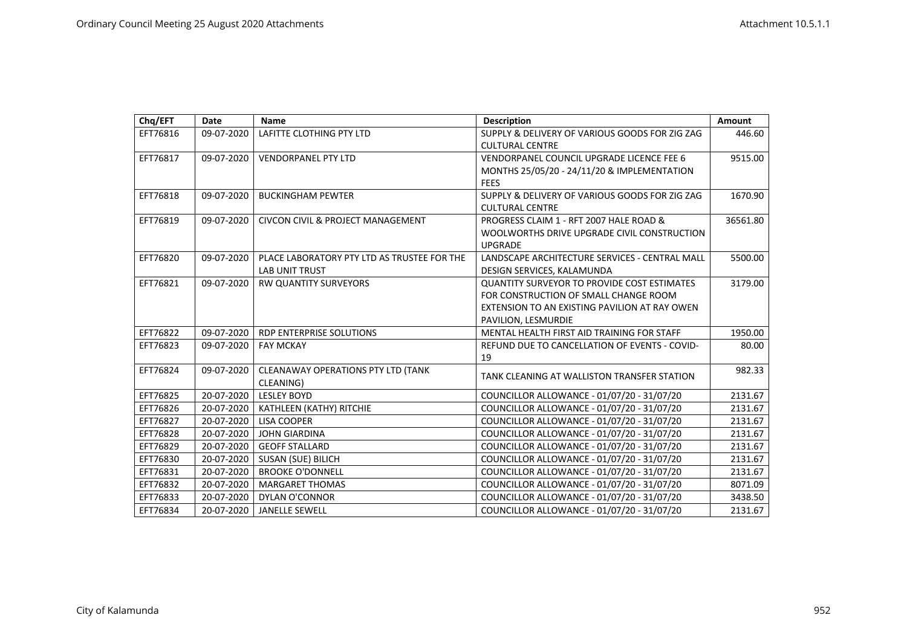| Chq/EFT | Date | Name | Description | Amount |
|---|---|---|---|---|
| EFT76816 | 09-07-2020 | LAFITTE CLOTHING PTY LTD | SUPPLY & DELIVERY OF VARIOUS GOODS FOR ZIG ZAG CULTURAL CENTRE | 446.60 |
| EFT76817 | 09-07-2020 | VENDORPANEL PTY LTD | VENDORPANEL COUNCIL UPGRADE LICENCE FEE 6 MONTHS 25/05/20 - 24/11/20 & IMPLEMENTATION FEES | 9515.00 |
| EFT76818 | 09-07-2020 | BUCKINGHAM PEWTER | SUPPLY & DELIVERY OF VARIOUS GOODS FOR ZIG ZAG CULTURAL CENTRE | 1670.90 |
| EFT76819 | 09-07-2020 | CIVCON CIVIL & PROJECT MANAGEMENT | PROGRESS CLAIM 1 - RFT 2007 HALE ROAD & WOOLWORTHS DRIVE UPGRADE CIVIL CONSTRUCTION UPGRADE | 36561.80 |
| EFT76820 | 09-07-2020 | PLACE LABORATORY PTY LTD AS TRUSTEE FOR THE LAB UNIT TRUST | LANDSCAPE ARCHITECTURE SERVICES - CENTRAL MALL DESIGN SERVICES, KALAMUNDA | 5500.00 |
| EFT76821 | 09-07-2020 | RW QUANTITY SURVEYORS | QUANTITY SURVEYOR TO PROVIDE COST ESTIMATES FOR CONSTRUCTION OF SMALL CHANGE ROOM EXTENSION TO AN EXISTING PAVILION AT RAY OWEN PAVILION, LESMURDIE | 3179.00 |
| EFT76822 | 09-07-2020 | RDP ENTERPRISE SOLUTIONS | MENTAL HEALTH FIRST AID TRAINING FOR STAFF | 1950.00 |
| EFT76823 | 09-07-2020 | FAY MCKAY | REFUND DUE TO CANCELLATION OF EVENTS - COVID-19 | 80.00 |
| EFT76824 | 09-07-2020 | CLEANAWAY OPERATIONS PTY LTD (TANK CLEANING) | TANK CLEANING AT WALLISTON TRANSFER STATION | 982.33 |
| EFT76825 | 20-07-2020 | LESLEY BOYD | COUNCILLOR ALLOWANCE - 01/07/20 - 31/07/20 | 2131.67 |
| EFT76826 | 20-07-2020 | KATHLEEN (KATHY) RITCHIE | COUNCILLOR ALLOWANCE - 01/07/20 - 31/07/20 | 2131.67 |
| EFT76827 | 20-07-2020 | LISA COOPER | COUNCILLOR ALLOWANCE - 01/07/20 - 31/07/20 | 2131.67 |
| EFT76828 | 20-07-2020 | JOHN GIARDINA | COUNCILLOR ALLOWANCE - 01/07/20 - 31/07/20 | 2131.67 |
| EFT76829 | 20-07-2020 | GEOFF STALLARD | COUNCILLOR ALLOWANCE - 01/07/20 - 31/07/20 | 2131.67 |
| EFT76830 | 20-07-2020 | SUSAN (SUE) BILICH | COUNCILLOR ALLOWANCE - 01/07/20 - 31/07/20 | 2131.67 |
| EFT76831 | 20-07-2020 | BROOKE O'DONNELL | COUNCILLOR ALLOWANCE - 01/07/20 - 31/07/20 | 2131.67 |
| EFT76832 | 20-07-2020 | MARGARET THOMAS | COUNCILLOR ALLOWANCE - 01/07/20 - 31/07/20 | 8071.09 |
| EFT76833 | 20-07-2020 | DYLAN O'CONNOR | COUNCILLOR ALLOWANCE - 01/07/20 - 31/07/20 | 3438.50 |
| EFT76834 | 20-07-2020 | JANELLE SEWELL | COUNCILLOR ALLOWANCE - 01/07/20 - 31/07/20 | 2131.67 |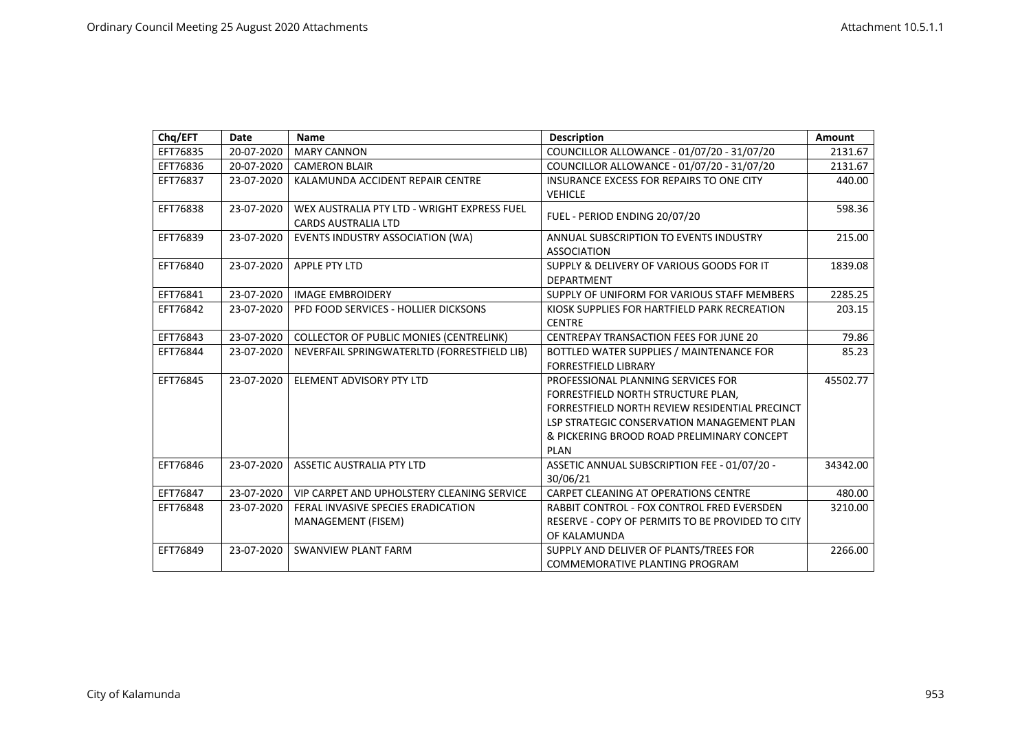| Chq/EFT | Date | Name | Description | Amount |
|---|---|---|---|---|
| EFT76835 | 20-07-2020 | MARY CANNON | COUNCILLOR ALLOWANCE - 01/07/20 - 31/07/20 | 2131.67 |
| EFT76836 | 20-07-2020 | CAMERON BLAIR | COUNCILLOR ALLOWANCE - 01/07/20 - 31/07/20 | 2131.67 |
| EFT76837 | 23-07-2020 | KALAMUNDA ACCIDENT REPAIR CENTRE | INSURANCE EXCESS FOR REPAIRS TO ONE CITY VEHICLE | 440.00 |
| EFT76838 | 23-07-2020 | WEX AUSTRALIA PTY LTD - WRIGHT EXPRESS FUEL CARDS AUSTRALIA LTD | FUEL - PERIOD ENDING 20/07/20 | 598.36 |
| EFT76839 | 23-07-2020 | EVENTS INDUSTRY ASSOCIATION (WA) | ANNUAL SUBSCRIPTION TO EVENTS INDUSTRY ASSOCIATION | 215.00 |
| EFT76840 | 23-07-2020 | APPLE PTY LTD | SUPPLY & DELIVERY OF VARIOUS GOODS FOR IT DEPARTMENT | 1839.08 |
| EFT76841 | 23-07-2020 | IMAGE EMBROIDERY | SUPPLY OF UNIFORM FOR VARIOUS STAFF MEMBERS | 2285.25 |
| EFT76842 | 23-07-2020 | PFD FOOD SERVICES - HOLLIER DICKSONS | KIOSK SUPPLIES FOR HARTFIELD PARK RECREATION CENTRE | 203.15 |
| EFT76843 | 23-07-2020 | COLLECTOR OF PUBLIC MONIES (CENTRELINK) | CENTREPAY TRANSACTION FEES FOR JUNE 20 | 79.86 |
| EFT76844 | 23-07-2020 | NEVERFAIL SPRINGWATERLTD (FORRESTFIELD LIB) | BOTTLED WATER SUPPLIES / MAINTENANCE FOR FORRESTFIELD LIBRARY | 85.23 |
| EFT76845 | 23-07-2020 | ELEMENT ADVISORY PTY LTD | PROFESSIONAL PLANNING SERVICES FOR FORRESTFIELD NORTH STRUCTURE PLAN, FORRESTFIELD NORTH REVIEW RESIDENTIAL PRECINCT LSP STRATEGIC CONSERVATION MANAGEMENT PLAN & PICKERING BROOD ROAD PRELIMINARY CONCEPT PLAN | 45502.77 |
| EFT76846 | 23-07-2020 | ASSETIC AUSTRALIA PTY LTD | ASSETIC ANNUAL SUBSCRIPTION FEE - 01/07/20 - 30/06/21 | 34342.00 |
| EFT76847 | 23-07-2020 | VIP CARPET AND UPHOLSTERY CLEANING SERVICE | CARPET CLEANING AT OPERATIONS CENTRE | 480.00 |
| EFT76848 | 23-07-2020 | FERAL INVASIVE SPECIES ERADICATION MANAGEMENT (FISEM) | RABBIT CONTROL - FOX CONTROL FRED EVERSDEN RESERVE - COPY OF PERMITS TO BE PROVIDED TO CITY OF KALAMUNDA | 3210.00 |
| EFT76849 | 23-07-2020 | SWANVIEW PLANT FARM | SUPPLY AND DELIVER OF PLANTS/TREES FOR COMMEMORATIVE PLANTING PROGRAM | 2266.00 |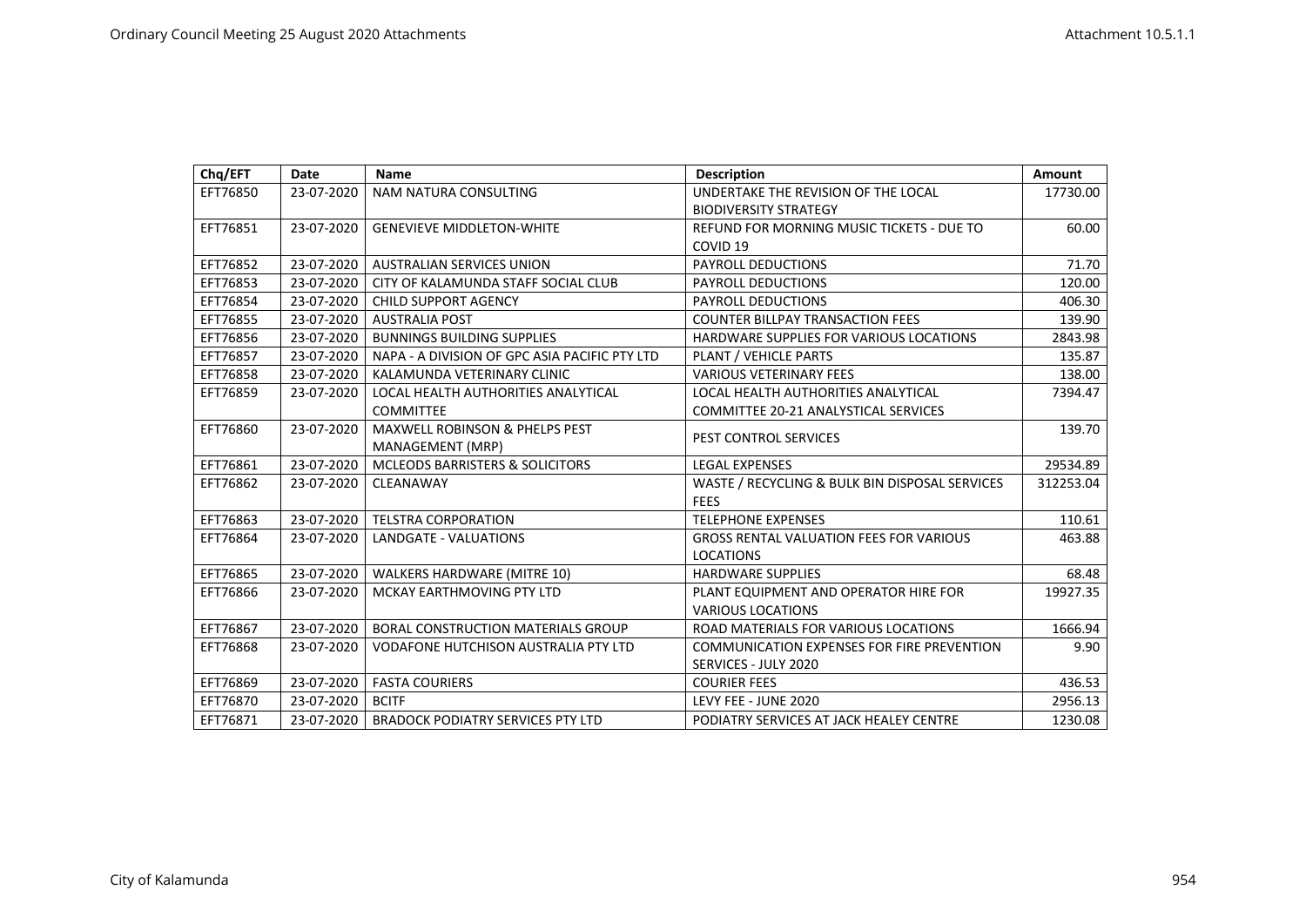| Chq/EFT | Date | Name | Description | Amount |
|---|---|---|---|---|
| EFT76850 | 23-07-2020 | NAM NATURA CONSULTING | UNDERTAKE THE REVISION OF THE LOCAL BIODIVERSITY STRATEGY | 17730.00 |
| EFT76851 | 23-07-2020 | GENEVIEVE MIDDLETON-WHITE | REFUND FOR MORNING MUSIC TICKETS - DUE TO COVID 19 | 60.00 |
| EFT76852 | 23-07-2020 | AUSTRALIAN SERVICES UNION | PAYROLL DEDUCTIONS | 71.70 |
| EFT76853 | 23-07-2020 | CITY OF KALAMUNDA STAFF SOCIAL CLUB | PAYROLL DEDUCTIONS | 120.00 |
| EFT76854 | 23-07-2020 | CHILD SUPPORT AGENCY | PAYROLL DEDUCTIONS | 406.30 |
| EFT76855 | 23-07-2020 | AUSTRALIA POST | COUNTER BILLPAY TRANSACTION FEES | 139.90 |
| EFT76856 | 23-07-2020 | BUNNINGS BUILDING SUPPLIES | HARDWARE SUPPLIES FOR VARIOUS LOCATIONS | 2843.98 |
| EFT76857 | 23-07-2020 | NAPA - A DIVISION OF GPC ASIA PACIFIC PTY LTD | PLANT / VEHICLE PARTS | 135.87 |
| EFT76858 | 23-07-2020 | KALAMUNDA VETERINARY CLINIC | VARIOUS VETERINARY FEES | 138.00 |
| EFT76859 | 23-07-2020 | LOCAL HEALTH AUTHORITIES ANALYTICAL COMMITTEE | LOCAL HEALTH AUTHORITIES ANALYTICAL COMMITTEE 20-21 ANALYSTICAL SERVICES | 7394.47 |
| EFT76860 | 23-07-2020 | MAXWELL ROBINSON & PHELPS PEST MANAGEMENT (MRP) | PEST CONTROL SERVICES | 139.70 |
| EFT76861 | 23-07-2020 | MCLEODS BARRISTERS & SOLICITORS | LEGAL EXPENSES | 29534.89 |
| EFT76862 | 23-07-2020 | CLEANAWAY | WASTE / RECYCLING & BULK BIN DISPOSAL SERVICES FEES | 312253.04 |
| EFT76863 | 23-07-2020 | TELSTRA CORPORATION | TELEPHONE EXPENSES | 110.61 |
| EFT76864 | 23-07-2020 | LANDGATE - VALUATIONS | GROSS RENTAL VALUATION FEES FOR VARIOUS LOCATIONS | 463.88 |
| EFT76865 | 23-07-2020 | WALKERS HARDWARE (MITRE 10) | HARDWARE SUPPLIES | 68.48 |
| EFT76866 | 23-07-2020 | MCKAY EARTHMOVING PTY LTD | PLANT EQUIPMENT AND OPERATOR HIRE FOR VARIOUS LOCATIONS | 19927.35 |
| EFT76867 | 23-07-2020 | BORAL CONSTRUCTION MATERIALS GROUP | ROAD MATERIALS FOR VARIOUS LOCATIONS | 1666.94 |
| EFT76868 | 23-07-2020 | VODAFONE HUTCHISON AUSTRALIA PTY LTD | COMMUNICATION EXPENSES FOR FIRE PREVENTION SERVICES - JULY 2020 | 9.90 |
| EFT76869 | 23-07-2020 | FASTA COURIERS | COURIER FEES | 436.53 |
| EFT76870 | 23-07-2020 | BCITF | LEVY FEE - JUNE 2020 | 2956.13 |
| EFT76871 | 23-07-2020 | BRADOCK PODIATRY SERVICES PTY LTD | PODIATRY SERVICES AT JACK HEALEY CENTRE | 1230.08 |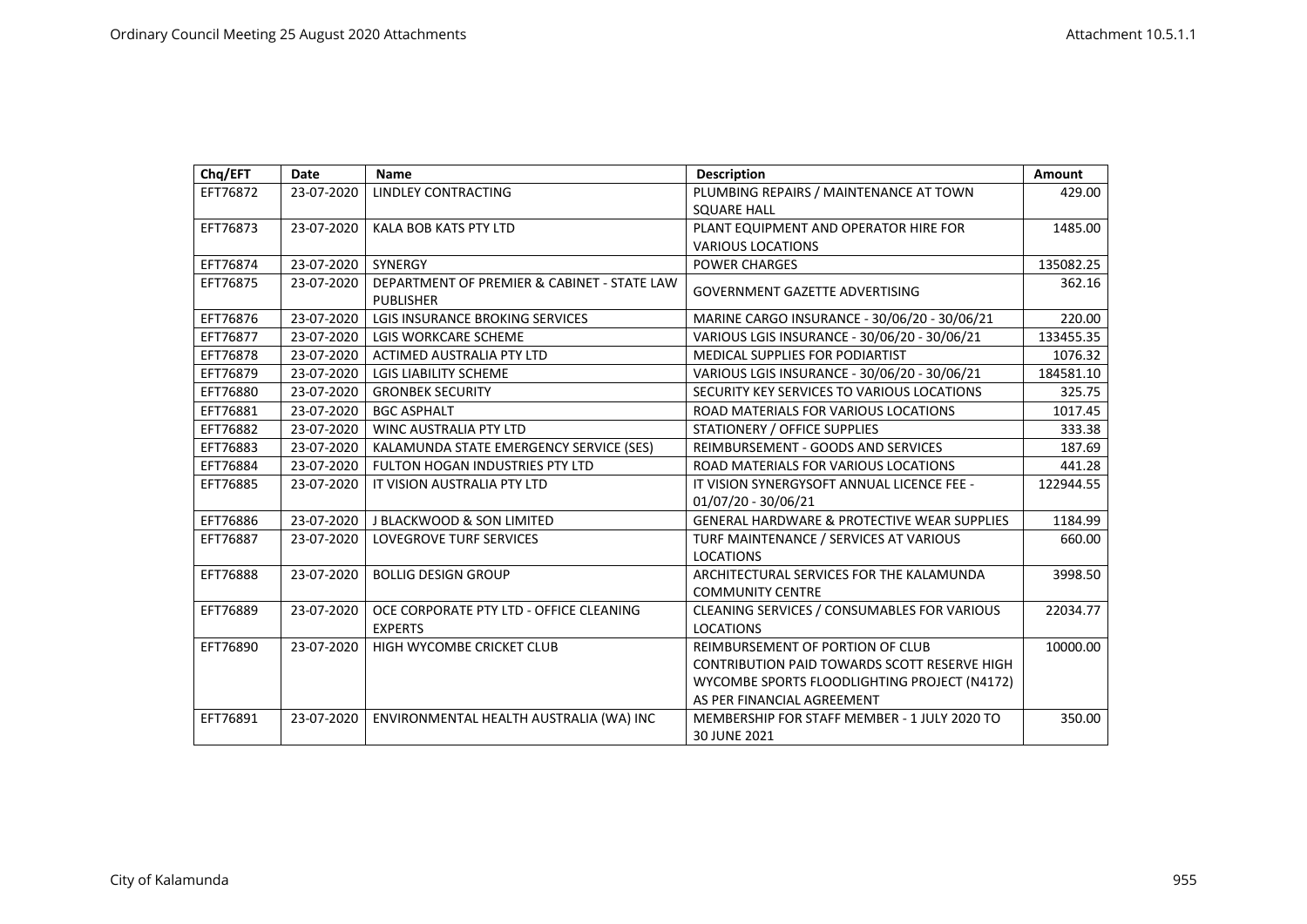| Chq/EFT | Date | Name | Description | Amount |
|---|---|---|---|---|
| EFT76872 | 23-07-2020 | LINDLEY CONTRACTING | PLUMBING REPAIRS / MAINTENANCE AT TOWN SQUARE HALL | 429.00 |
| EFT76873 | 23-07-2020 | KALA BOB KATS PTY LTD | PLANT EQUIPMENT AND OPERATOR HIRE FOR VARIOUS LOCATIONS | 1485.00 |
| EFT76874 | 23-07-2020 | SYNERGY | POWER CHARGES | 135082.25 |
| EFT76875 | 23-07-2020 | DEPARTMENT OF PREMIER & CABINET - STATE LAW PUBLISHER | GOVERNMENT GAZETTE ADVERTISING | 362.16 |
| EFT76876 | 23-07-2020 | LGIS INSURANCE BROKING SERVICES | MARINE CARGO INSURANCE - 30/06/20 - 30/06/21 | 220.00 |
| EFT76877 | 23-07-2020 | LGIS WORKCARE SCHEME | VARIOUS LGIS INSURANCE - 30/06/20 - 30/06/21 | 133455.35 |
| EFT76878 | 23-07-2020 | ACTIMED AUSTRALIA PTY LTD | MEDICAL SUPPLIES FOR PODIARTIST | 1076.32 |
| EFT76879 | 23-07-2020 | LGIS LIABILITY SCHEME | VARIOUS LGIS INSURANCE - 30/06/20 - 30/06/21 | 184581.10 |
| EFT76880 | 23-07-2020 | GRONBEK SECURITY | SECURITY KEY SERVICES TO VARIOUS LOCATIONS | 325.75 |
| EFT76881 | 23-07-2020 | BGC ASPHALT | ROAD MATERIALS FOR VARIOUS LOCATIONS | 1017.45 |
| EFT76882 | 23-07-2020 | WINC AUSTRALIA PTY LTD | STATIONERY / OFFICE SUPPLIES | 333.38 |
| EFT76883 | 23-07-2020 | KALAMUNDA STATE EMERGENCY SERVICE (SES) | REIMBURSEMENT - GOODS AND SERVICES | 187.69 |
| EFT76884 | 23-07-2020 | FULTON HOGAN INDUSTRIES PTY LTD | ROAD MATERIALS FOR VARIOUS LOCATIONS | 441.28 |
| EFT76885 | 23-07-2020 | IT VISION AUSTRALIA PTY LTD | IT VISION SYNERGYSOFT ANNUAL LICENCE FEE - 01/07/20 - 30/06/21 | 122944.55 |
| EFT76886 | 23-07-2020 | J BLACKWOOD & SON LIMITED | GENERAL HARDWARE & PROTECTIVE WEAR SUPPLIES | 1184.99 |
| EFT76887 | 23-07-2020 | LOVEGROVE TURF SERVICES | TURF MAINTENANCE / SERVICES AT VARIOUS LOCATIONS | 660.00 |
| EFT76888 | 23-07-2020 | BOLLIG DESIGN GROUP | ARCHITECTURAL SERVICES FOR THE KALAMUNDA COMMUNITY CENTRE | 3998.50 |
| EFT76889 | 23-07-2020 | OCE CORPORATE PTY LTD - OFFICE CLEANING EXPERTS | CLEANING SERVICES / CONSUMABLES FOR VARIOUS LOCATIONS | 22034.77 |
| EFT76890 | 23-07-2020 | HIGH WYCOMBE CRICKET CLUB | REIMBURSEMENT OF PORTION OF CLUB CONTRIBUTION PAID TOWARDS SCOTT RESERVE HIGH WYCOMBE SPORTS FLOODLIGHTING PROJECT (N4172) AS PER FINANCIAL AGREEMENT | 10000.00 |
| EFT76891 | 23-07-2020 | ENVIRONMENTAL HEALTH AUSTRALIA (WA) INC | MEMBERSHIP FOR STAFF MEMBER - 1 JULY 2020 TO 30 JUNE 2021 | 350.00 |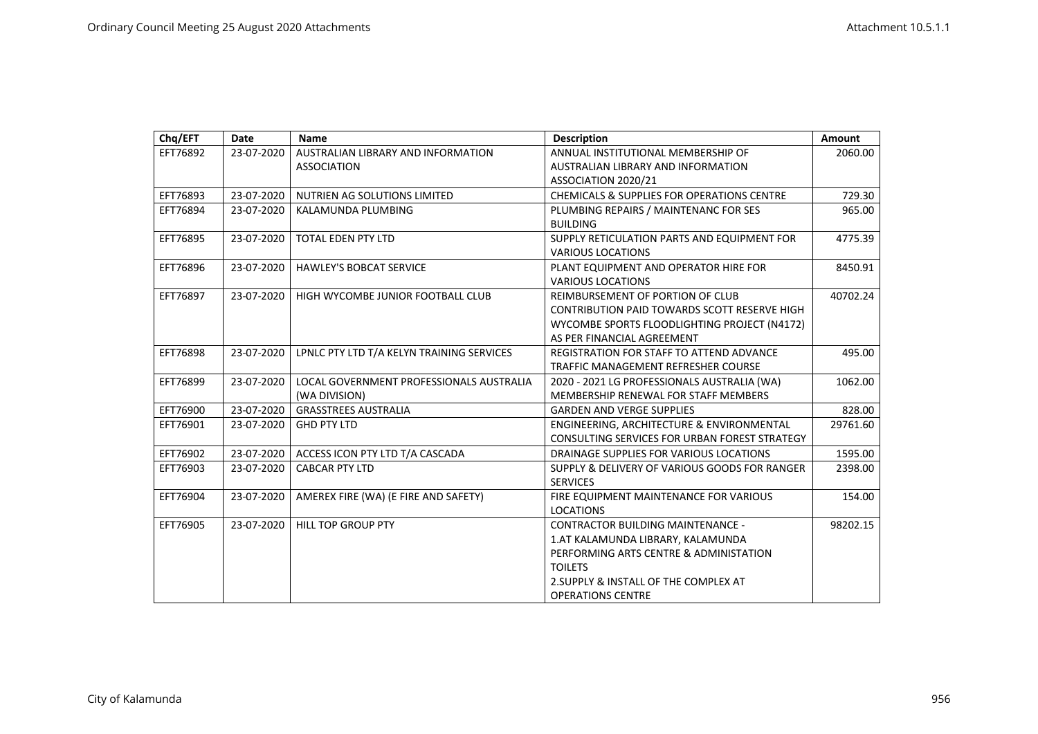| Chq/EFT | Date | Name | Description | Amount |
|---|---|---|---|---|
| EFT76892 | 23-07-2020 | AUSTRALIAN LIBRARY AND INFORMATION ASSOCIATION | ANNUAL INSTITUTIONAL MEMBERSHIP OF AUSTRALIAN LIBRARY AND INFORMATION ASSOCIATION 2020/21 | 2060.00 |
| EFT76893 | 23-07-2020 | NUTRIEN AG SOLUTIONS LIMITED | CHEMICALS & SUPPLIES FOR OPERATIONS CENTRE | 729.30 |
| EFT76894 | 23-07-2020 | KALAMUNDA PLUMBING | PLUMBING REPAIRS / MAINTENANC FOR SES BUILDING | 965.00 |
| EFT76895 | 23-07-2020 | TOTAL EDEN PTY LTD | SUPPLY RETICULATION PARTS AND EQUIPMENT FOR VARIOUS LOCATIONS | 4775.39 |
| EFT76896 | 23-07-2020 | HAWLEY'S BOBCAT SERVICE | PLANT EQUIPMENT AND OPERATOR HIRE FOR VARIOUS LOCATIONS | 8450.91 |
| EFT76897 | 23-07-2020 | HIGH WYCOMBE JUNIOR FOOTBALL CLUB | REIMBURSEMENT OF PORTION OF CLUB CONTRIBUTION PAID TOWARDS SCOTT RESERVE HIGH WYCOMBE SPORTS FLOODLIGHTING PROJECT (N4172) AS PER FINANCIAL AGREEMENT | 40702.24 |
| EFT76898 | 23-07-2020 | LPNLC PTY LTD T/A KELYN TRAINING SERVICES | REGISTRATION FOR STAFF TO ATTEND ADVANCE TRAFFIC MANAGEMENT REFRESHER COURSE | 495.00 |
| EFT76899 | 23-07-2020 | LOCAL GOVERNMENT PROFESSIONALS AUSTRALIA (WA DIVISION) | 2020 - 2021 LG PROFESSIONALS AUSTRALIA (WA) MEMBERSHIP RENEWAL FOR STAFF MEMBERS | 1062.00 |
| EFT76900 | 23-07-2020 | GRASSTREES AUSTRALIA | GARDEN AND VERGE SUPPLIES | 828.00 |
| EFT76901 | 23-07-2020 | GHD PTY LTD | ENGINEERING, ARCHITECTURE & ENVIRONMENTAL CONSULTING SERVICES FOR URBAN FOREST STRATEGY | 29761.60 |
| EFT76902 | 23-07-2020 | ACCESS ICON PTY LTD T/A CASCADA | DRAINAGE SUPPLIES FOR VARIOUS LOCATIONS | 1595.00 |
| EFT76903 | 23-07-2020 | CABCAR PTY LTD | SUPPLY & DELIVERY OF VARIOUS GOODS FOR RANGER SERVICES | 2398.00 |
| EFT76904 | 23-07-2020 | AMEREX FIRE (WA) (E FIRE AND SAFETY) | FIRE EQUIPMENT MAINTENANCE FOR VARIOUS LOCATIONS | 154.00 |
| EFT76905 | 23-07-2020 | HILL TOP GROUP PTY | CONTRACTOR BUILDING MAINTENANCE - 1.AT KALAMUNDA LIBRARY, KALAMUNDA PERFORMING ARTS CENTRE & ADMINISTATION TOILETS 2.SUPPLY & INSTALL OF THE COMPLEX AT OPERATIONS CENTRE | 98202.15 |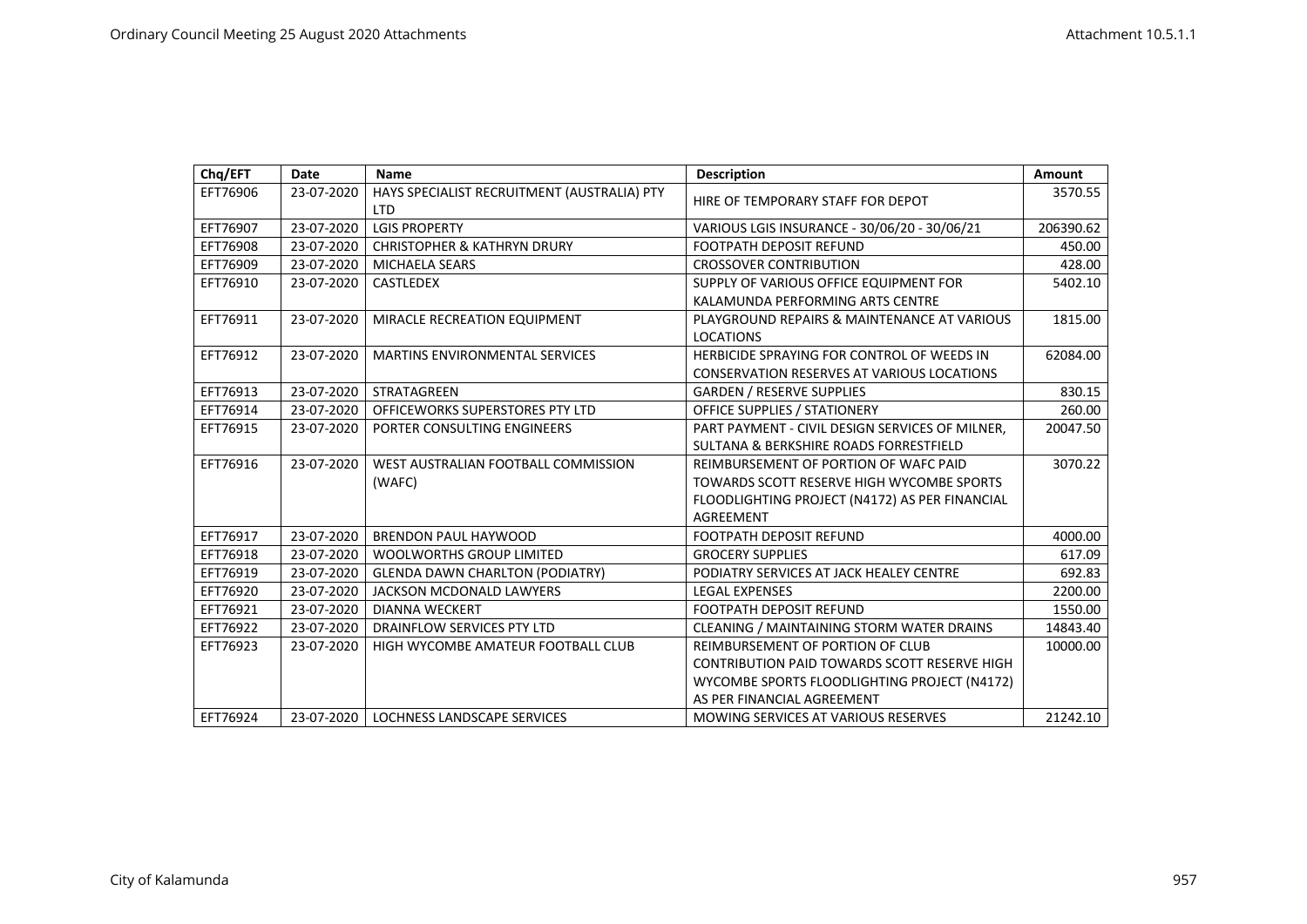| Chq/EFT | Date | Name | Description | Amount |
|---|---|---|---|---|
| EFT76906 | 23-07-2020 | HAYS SPECIALIST RECRUITMENT (AUSTRALIA) PTY LTD | HIRE OF TEMPORARY STAFF FOR DEPOT | 3570.55 |
| EFT76907 | 23-07-2020 | LGIS PROPERTY | VARIOUS LGIS INSURANCE - 30/06/20 - 30/06/21 | 206390.62 |
| EFT76908 | 23-07-2020 | CHRISTOPHER & KATHRYN DRURY | FOOTPATH DEPOSIT REFUND | 450.00 |
| EFT76909 | 23-07-2020 | MICHAELA SEARS | CROSSOVER CONTRIBUTION | 428.00 |
| EFT76910 | 23-07-2020 | CASTLEDEX | SUPPLY OF VARIOUS OFFICE EQUIPMENT FOR KALAMUNDA PERFORMING ARTS CENTRE | 5402.10 |
| EFT76911 | 23-07-2020 | MIRACLE RECREATION EQUIPMENT | PLAYGROUND REPAIRS & MAINTENANCE AT VARIOUS LOCATIONS | 1815.00 |
| EFT76912 | 23-07-2020 | MARTINS ENVIRONMENTAL SERVICES | HERBICIDE SPRAYING FOR CONTROL OF WEEDS IN CONSERVATION RESERVES AT VARIOUS LOCATIONS | 62084.00 |
| EFT76913 | 23-07-2020 | STRATAGREEN | GARDEN / RESERVE SUPPLIES | 830.15 |
| EFT76914 | 23-07-2020 | OFFICEWORKS SUPERSTORES PTY LTD | OFFICE SUPPLIES / STATIONERY | 260.00 |
| EFT76915 | 23-07-2020 | PORTER CONSULTING ENGINEERS | PART PAYMENT - CIVIL DESIGN SERVICES OF MILNER, SULTANA & BERKSHIRE ROADS FORRESTFIELD | 20047.50 |
| EFT76916 | 23-07-2020 | WEST AUSTRALIAN FOOTBALL COMMISSION (WAFC) | REIMBURSEMENT OF PORTION OF WAFC PAID TOWARDS SCOTT RESERVE HIGH WYCOMBE SPORTS FLOODLIGHTING PROJECT (N4172) AS PER FINANCIAL AGREEMENT | 3070.22 |
| EFT76917 | 23-07-2020 | BRENDON PAUL HAYWOOD | FOOTPATH DEPOSIT REFUND | 4000.00 |
| EFT76918 | 23-07-2020 | WOOLWORTHS GROUP LIMITED | GROCERY SUPPLIES | 617.09 |
| EFT76919 | 23-07-2020 | GLENDA DAWN CHARLTON (PODIATRY) | PODIATRY SERVICES AT JACK HEALEY CENTRE | 692.83 |
| EFT76920 | 23-07-2020 | JACKSON MCDONALD LAWYERS | LEGAL EXPENSES | 2200.00 |
| EFT76921 | 23-07-2020 | DIANNA WECKERT | FOOTPATH DEPOSIT REFUND | 1550.00 |
| EFT76922 | 23-07-2020 | DRAINFLOW SERVICES PTY LTD | CLEANING / MAINTAINING STORM WATER DRAINS | 14843.40 |
| EFT76923 | 23-07-2020 | HIGH WYCOMBE AMATEUR FOOTBALL CLUB | REIMBURSEMENT OF PORTION OF CLUB CONTRIBUTION PAID TOWARDS SCOTT RESERVE HIGH WYCOMBE SPORTS FLOODLIGHTING PROJECT (N4172) AS PER FINANCIAL AGREEMENT | 10000.00 |
| EFT76924 | 23-07-2020 | LOCHNESS LANDSCAPE SERVICES | MOWING SERVICES AT VARIOUS RESERVES | 21242.10 |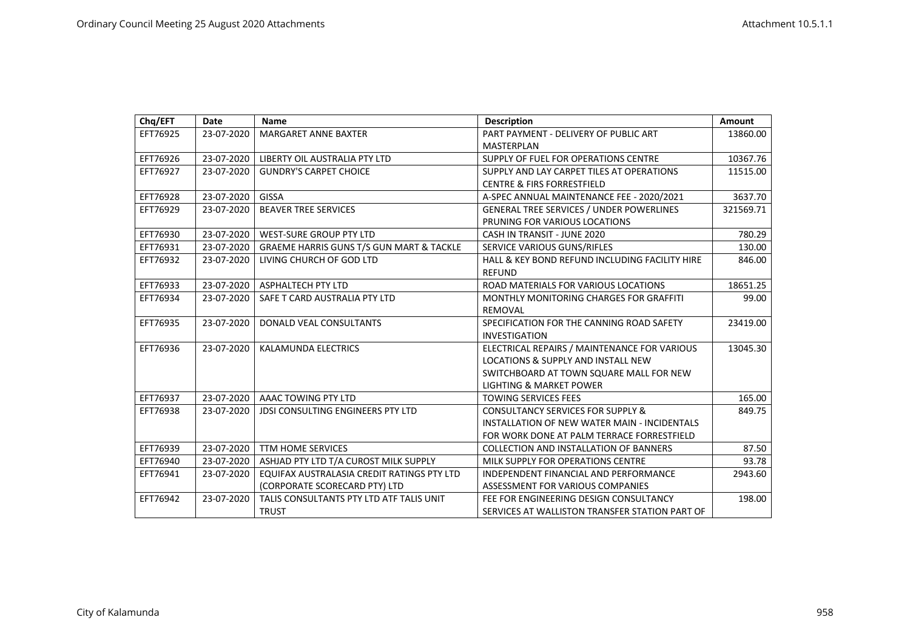| Chq/EFT | Date | Name | Description | Amount |
|---|---|---|---|---|
| EFT76925 | 23-07-2020 | MARGARET ANNE BAXTER | PART PAYMENT - DELIVERY OF PUBLIC ART MASTERPLAN | 13860.00 |
| EFT76926 | 23-07-2020 | LIBERTY OIL AUSTRALIA PTY LTD | SUPPLY OF FUEL FOR OPERATIONS CENTRE | 10367.76 |
| EFT76927 | 23-07-2020 | GUNDRY'S CARPET CHOICE | SUPPLY AND LAY CARPET TILES AT OPERATIONS CENTRE & FIRS FORRESTFIELD | 11515.00 |
| EFT76928 | 23-07-2020 | GISSA | A-SPEC ANNUAL MAINTENANCE FEE - 2020/2021 | 3637.70 |
| EFT76929 | 23-07-2020 | BEAVER TREE SERVICES | GENERAL TREE SERVICES / UNDER POWERLINES PRUNING FOR VARIOUS LOCATIONS | 321569.71 |
| EFT76930 | 23-07-2020 | WEST-SURE GROUP PTY LTD | CASH IN TRANSIT - JUNE 2020 | 780.29 |
| EFT76931 | 23-07-2020 | GRAEME HARRIS GUNS T/S GUN MART & TACKLE | SERVICE VARIOUS GUNS/RIFLES | 130.00 |
| EFT76932 | 23-07-2020 | LIVING CHURCH OF GOD LTD | HALL & KEY BOND REFUND INCLUDING FACILITY HIRE REFUND | 846.00 |
| EFT76933 | 23-07-2020 | ASPHALTECH PTY LTD | ROAD MATERIALS FOR VARIOUS LOCATIONS | 18651.25 |
| EFT76934 | 23-07-2020 | SAFE T CARD AUSTRALIA PTY LTD | MONTHLY MONITORING CHARGES FOR GRAFFITI REMOVAL | 99.00 |
| EFT76935 | 23-07-2020 | DONALD VEAL CONSULTANTS | SPECIFICATION FOR THE CANNING ROAD SAFETY INVESTIGATION | 23419.00 |
| EFT76936 | 23-07-2020 | KALAMUNDA ELECTRICS | ELECTRICAL REPAIRS / MAINTENANCE FOR VARIOUS LOCATIONS & SUPPLY AND INSTALL NEW SWITCHBOARD AT TOWN SQUARE MALL FOR NEW LIGHTING & MARKET POWER | 13045.30 |
| EFT76937 | 23-07-2020 | AAAC TOWING PTY LTD | TOWING SERVICES FEES | 165.00 |
| EFT76938 | 23-07-2020 | JDSI CONSULTING ENGINEERS PTY LTD | CONSULTANCY SERVICES FOR SUPPLY & INSTALLATION OF NEW WATER MAIN - INCIDENTALS FOR WORK DONE AT PALM TERRACE FORRESTFIELD | 849.75 |
| EFT76939 | 23-07-2020 | TTM HOME SERVICES | COLLECTION AND INSTALLATION OF BANNERS | 87.50 |
| EFT76940 | 23-07-2020 | ASHJAD PTY LTD T/A CUROST MILK SUPPLY | MILK SUPPLY FOR OPERATIONS CENTRE | 93.78 |
| EFT76941 | 23-07-2020 | EQUIFAX AUSTRALASIA CREDIT RATINGS PTY LTD (CORPORATE SCORECARD PTY) LTD | INDEPENDENT FINANCIAL AND PERFORMANCE ASSESSMENT FOR VARIOUS COMPANIES | 2943.60 |
| EFT76942 | 23-07-2020 | TALIS CONSULTANTS PTY LTD ATF TALIS UNIT TRUST | FEE FOR ENGINEERING DESIGN CONSULTANCY SERVICES AT WALLISTON TRANSFER STATION PART OF | 198.00 |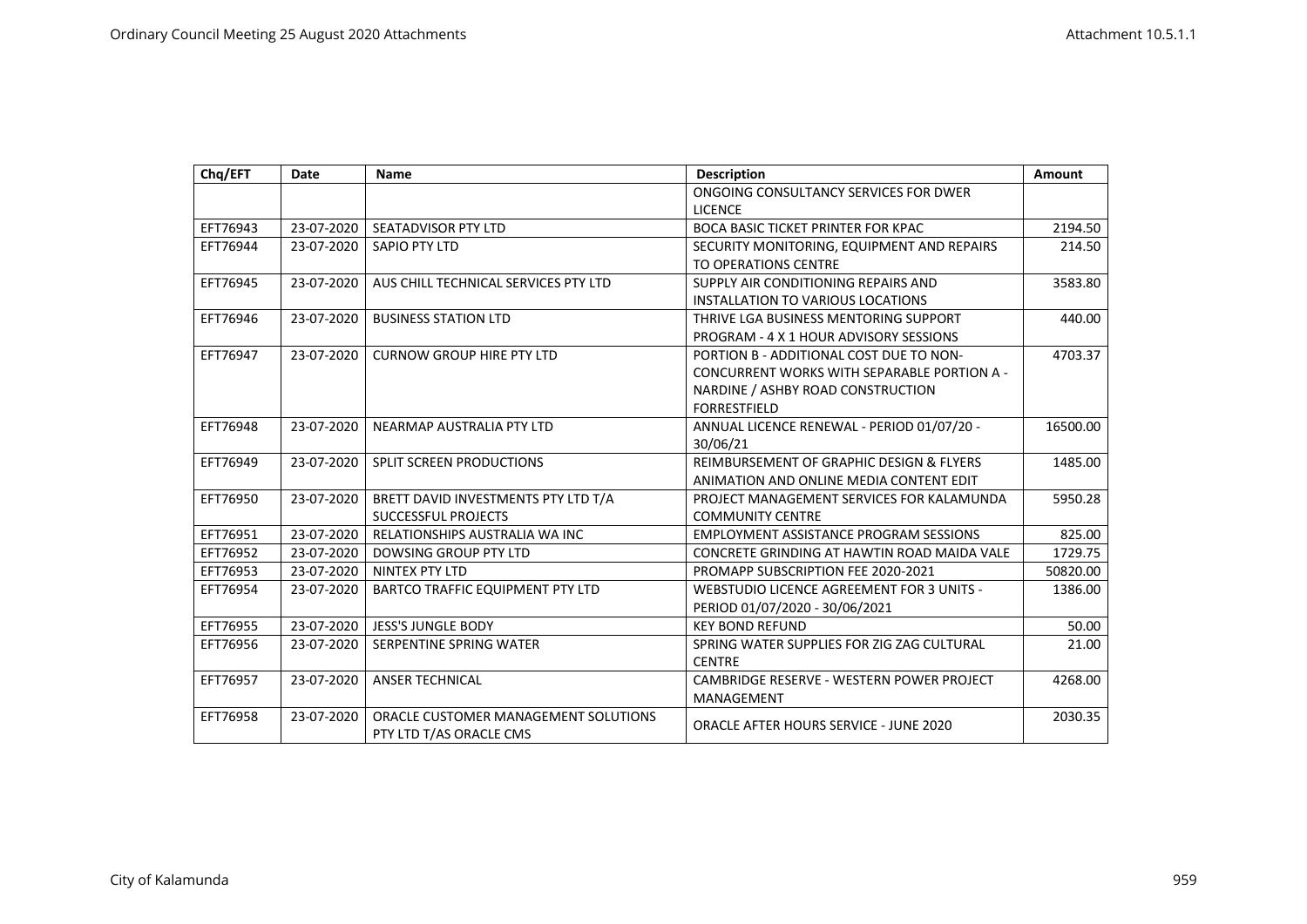| Chq/EFT | Date | Name | Description | Amount |
|---|---|---|---|---|
| | | | ONGOING CONSULTANCY SERVICES FOR DWER LICENCE | |
| EFT76943 | 23-07-2020 | SEATADVISOR PTY LTD | BOCA BASIC TICKET PRINTER FOR KPAC | 2194.50 |
| EFT76944 | 23-07-2020 | SAPIO PTY LTD | SECURITY MONITORING, EQUIPMENT AND REPAIRS TO OPERATIONS CENTRE | 214.50 |
| EFT76945 | 23-07-2020 | AUS CHILL TECHNICAL SERVICES PTY LTD | SUPPLY AIR CONDITIONING REPAIRS AND INSTALLATION TO VARIOUS LOCATIONS | 3583.80 |
| EFT76946 | 23-07-2020 | BUSINESS STATION LTD | THRIVE LGA BUSINESS MENTORING SUPPORT PROGRAM - 4 X 1 HOUR ADVISORY SESSIONS | 440.00 |
| EFT76947 | 23-07-2020 | CURNOW GROUP HIRE PTY LTD | PORTION B - ADDITIONAL COST DUE TO NON-CONCURRENT WORKS WITH SEPARABLE PORTION A - NARDINE / ASHBY ROAD CONSTRUCTION FORRESTFIELD | 4703.37 |
| EFT76948 | 23-07-2020 | NEARMAP AUSTRALIA PTY LTD | ANNUAL LICENCE RENEWAL - PERIOD 01/07/20 - 30/06/21 | 16500.00 |
| EFT76949 | 23-07-2020 | SPLIT SCREEN PRODUCTIONS | REIMBURSEMENT OF GRAPHIC DESIGN & FLYERS ANIMATION AND ONLINE MEDIA CONTENT EDIT | 1485.00 |
| EFT76950 | 23-07-2020 | BRETT DAVID INVESTMENTS PTY LTD T/A SUCCESSFUL PROJECTS | PROJECT MANAGEMENT SERVICES FOR KALAMUNDA COMMUNITY CENTRE | 5950.28 |
| EFT76951 | 23-07-2020 | RELATIONSHIPS AUSTRALIA WA INC | EMPLOYMENT ASSISTANCE PROGRAM SESSIONS | 825.00 |
| EFT76952 | 23-07-2020 | DOWSING GROUP PTY LTD | CONCRETE GRINDING AT HAWTIN ROAD MAIDA VALE | 1729.75 |
| EFT76953 | 23-07-2020 | NINTEX PTY LTD | PROMAPP SUBSCRIPTION FEE 2020-2021 | 50820.00 |
| EFT76954 | 23-07-2020 | BARTCO TRAFFIC EQUIPMENT PTY LTD | WEBSTUDIO LICENCE AGREEMENT FOR 3 UNITS - PERIOD 01/07/2020 - 30/06/2021 | 1386.00 |
| EFT76955 | 23-07-2020 | JESS'S JUNGLE BODY | KEY BOND REFUND | 50.00 |
| EFT76956 | 23-07-2020 | SERPENTINE SPRING WATER | SPRING WATER SUPPLIES FOR ZIG ZAG CULTURAL CENTRE | 21.00 |
| EFT76957 | 23-07-2020 | ANSER TECHNICAL | CAMBRIDGE RESERVE - WESTERN POWER PROJECT MANAGEMENT | 4268.00 |
| EFT76958 | 23-07-2020 | ORACLE CUSTOMER MANAGEMENT SOLUTIONS PTY LTD T/AS ORACLE CMS | ORACLE AFTER HOURS SERVICE - JUNE 2020 | 2030.35 |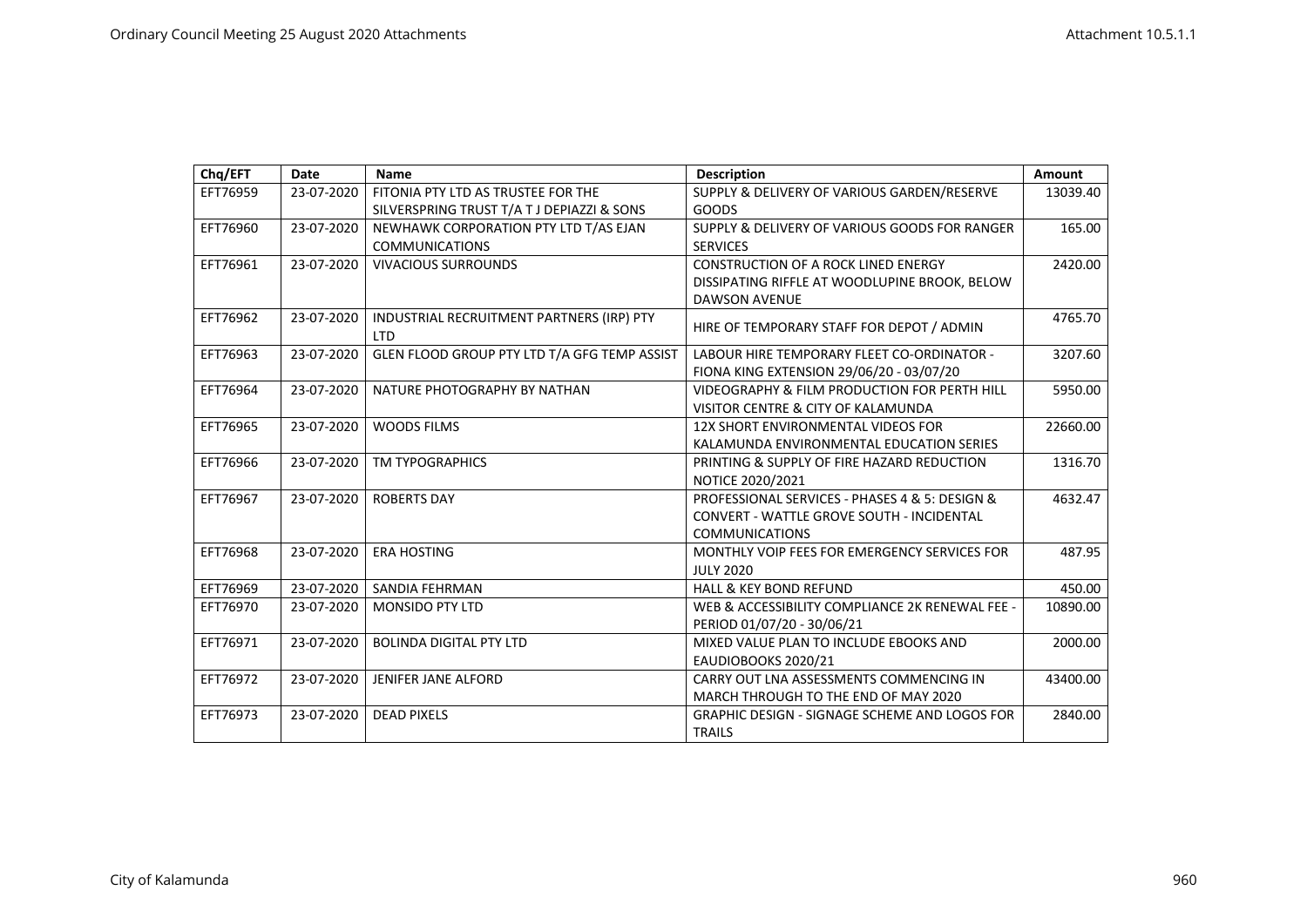| Chq/EFT | Date | Name | Description | Amount |
|---|---|---|---|---|
| EFT76959 | 23-07-2020 | FITONIA PTY LTD AS TRUSTEE FOR THE SILVERSPRING TRUST T/A T J DEPIAZZI & SONS | SUPPLY & DELIVERY OF VARIOUS GARDEN/RESERVE GOODS | 13039.40 |
| EFT76960 | 23-07-2020 | NEWHAWK CORPORATION PTY LTD T/AS EJAN COMMUNICATIONS | SUPPLY & DELIVERY OF VARIOUS GOODS FOR RANGER SERVICES | 165.00 |
| EFT76961 | 23-07-2020 | VIVACIOUS SURROUNDS | CONSTRUCTION OF A ROCK LINED ENERGY DISSIPATING RIFFLE AT WOODLUPINE BROOK, BELOW DAWSON AVENUE | 2420.00 |
| EFT76962 | 23-07-2020 | INDUSTRIAL RECRUITMENT PARTNERS (IRP) PTY LTD | HIRE OF TEMPORARY STAFF FOR DEPOT / ADMIN | 4765.70 |
| EFT76963 | 23-07-2020 | GLEN FLOOD GROUP PTY LTD T/A GFG TEMP ASSIST | LABOUR HIRE TEMPORARY FLEET CO-ORDINATOR - FIONA KING EXTENSION 29/06/20 - 03/07/20 | 3207.60 |
| EFT76964 | 23-07-2020 | NATURE PHOTOGRAPHY BY NATHAN | VIDEOGRAPHY & FILM PRODUCTION FOR PERTH HILL VISITOR CENTRE & CITY OF KALAMUNDA | 5950.00 |
| EFT76965 | 23-07-2020 | WOODS FILMS | 12X SHORT ENVIRONMENTAL VIDEOS FOR KALAMUNDA ENVIRONMENTAL EDUCATION SERIES | 22660.00 |
| EFT76966 | 23-07-2020 | TM TYPOGRAPHICS | PRINTING & SUPPLY OF FIRE HAZARD REDUCTION NOTICE 2020/2021 | 1316.70 |
| EFT76967 | 23-07-2020 | ROBERTS DAY | PROFESSIONAL SERVICES - PHASES 4 & 5: DESIGN & CONVERT - WATTLE GROVE SOUTH - INCIDENTAL COMMUNICATIONS | 4632.47 |
| EFT76968 | 23-07-2020 | ERA HOSTING | MONTHLY VOIP FEES FOR EMERGENCY SERVICES FOR JULY 2020 | 487.95 |
| EFT76969 | 23-07-2020 | SANDIA FEHRMAN | HALL & KEY BOND REFUND | 450.00 |
| EFT76970 | 23-07-2020 | MONSIDO PTY LTD | WEB & ACCESSIBILITY COMPLIANCE 2K RENEWAL FEE - PERIOD 01/07/20 - 30/06/21 | 10890.00 |
| EFT76971 | 23-07-2020 | BOLINDA DIGITAL PTY LTD | MIXED VALUE PLAN TO INCLUDE EBOOKS AND EAUDIOBOOKS 2020/21 | 2000.00 |
| EFT76972 | 23-07-2020 | JENIFER JANE ALFORD | CARRY OUT LNA ASSESSMENTS COMMENCING IN MARCH THROUGH TO THE END OF MAY 2020 | 43400.00 |
| EFT76973 | 23-07-2020 | DEAD PIXELS | GRAPHIC DESIGN - SIGNAGE SCHEME AND LOGOS FOR TRAILS | 2840.00 |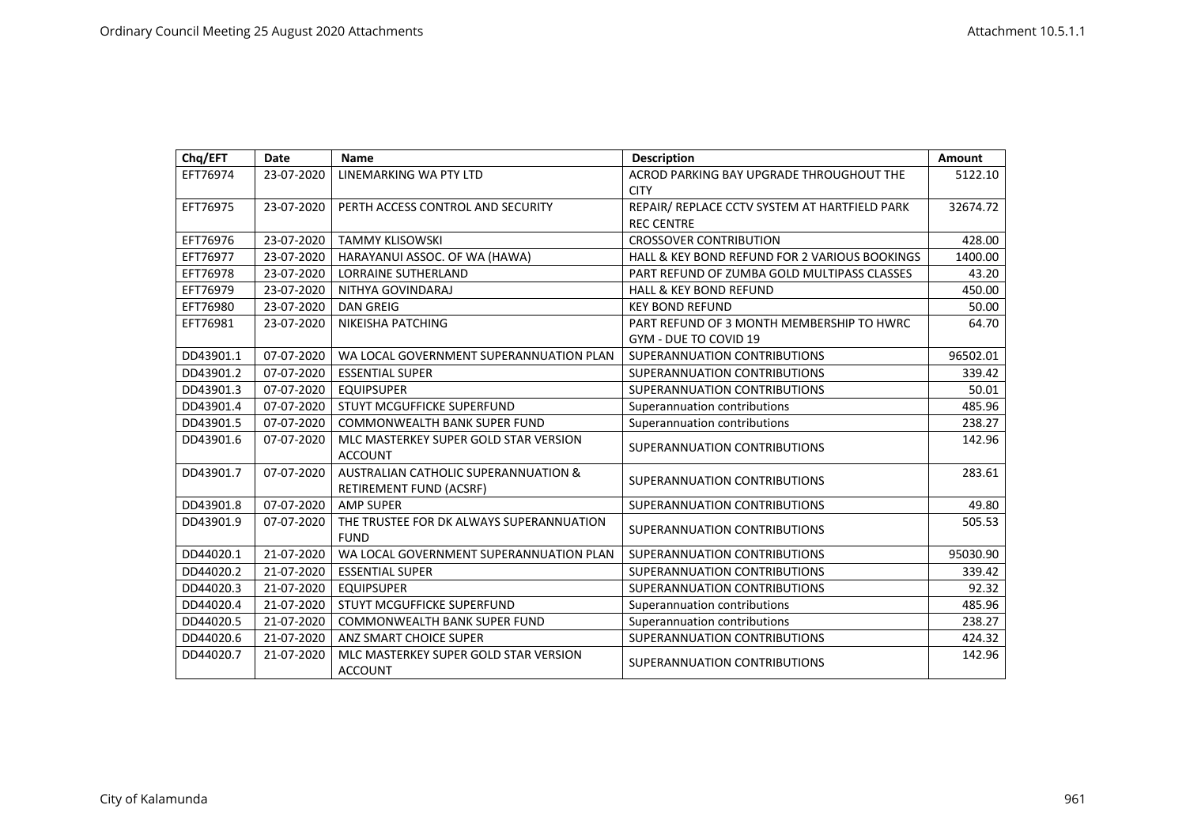| Chq/EFT | Date | Name | Description | Amount |
|---|---|---|---|---|
| EFT76974 | 23-07-2020 | LINEMARKING WA PTY LTD | ACROD PARKING BAY UPGRADE THROUGHOUT THE CITY | 5122.10 |
| EFT76975 | 23-07-2020 | PERTH ACCESS CONTROL AND SECURITY | REPAIR/ REPLACE CCTV SYSTEM AT HARTFIELD PARK REC CENTRE | 32674.72 |
| EFT76976 | 23-07-2020 | TAMMY KLISOWSKI | CROSSOVER CONTRIBUTION | 428.00 |
| EFT76977 | 23-07-2020 | HARAYANUI ASSOC. OF WA (HAWA) | HALL & KEY BOND REFUND FOR 2 VARIOUS BOOKINGS | 1400.00 |
| EFT76978 | 23-07-2020 | LORRAINE SUTHERLAND | PART REFUND OF ZUMBA GOLD MULTIPASS CLASSES | 43.20 |
| EFT76979 | 23-07-2020 | NITHYA GOVINDARAJ | HALL & KEY BOND REFUND | 450.00 |
| EFT76980 | 23-07-2020 | DAN GREIG | KEY BOND REFUND | 50.00 |
| EFT76981 | 23-07-2020 | NIKEISHA PATCHING | PART REFUND OF 3 MONTH MEMBERSHIP TO HWRC GYM - DUE TO COVID 19 | 64.70 |
| DD43901.1 | 07-07-2020 | WA LOCAL GOVERNMENT SUPERANNUATION PLAN | SUPERANNUATION CONTRIBUTIONS | 96502.01 |
| DD43901.2 | 07-07-2020 | ESSENTIAL SUPER | SUPERANNUATION CONTRIBUTIONS | 339.42 |
| DD43901.3 | 07-07-2020 | EQUIPSUPER | SUPERANNUATION CONTRIBUTIONS | 50.01 |
| DD43901.4 | 07-07-2020 | STUYT MCGUFFICKE SUPERFUND | Superannuation contributions | 485.96 |
| DD43901.5 | 07-07-2020 | COMMONWEALTH BANK SUPER FUND | Superannuation contributions | 238.27 |
| DD43901.6 | 07-07-2020 | MLC MASTERKEY SUPER GOLD STAR VERSION ACCOUNT | SUPERANNUATION CONTRIBUTIONS | 142.96 |
| DD43901.7 | 07-07-2020 | AUSTRALIAN CATHOLIC SUPERANNUATION & RETIREMENT FUND (ACSRF) | SUPERANNUATION CONTRIBUTIONS | 283.61 |
| DD43901.8 | 07-07-2020 | AMP SUPER | SUPERANNUATION CONTRIBUTIONS | 49.80 |
| DD43901.9 | 07-07-2020 | THE TRUSTEE FOR DK ALWAYS SUPERANNUATION FUND | SUPERANNUATION CONTRIBUTIONS | 505.53 |
| DD44020.1 | 21-07-2020 | WA LOCAL GOVERNMENT SUPERANNUATION PLAN | SUPERANNUATION CONTRIBUTIONS | 95030.90 |
| DD44020.2 | 21-07-2020 | ESSENTIAL SUPER | SUPERANNUATION CONTRIBUTIONS | 339.42 |
| DD44020.3 | 21-07-2020 | EQUIPSUPER | SUPERANNUATION CONTRIBUTIONS | 92.32 |
| DD44020.4 | 21-07-2020 | STUYT MCGUFFICKE SUPERFUND | Superannuation contributions | 485.96 |
| DD44020.5 | 21-07-2020 | COMMONWEALTH BANK SUPER FUND | Superannuation contributions | 238.27 |
| DD44020.6 | 21-07-2020 | ANZ SMART CHOICE SUPER | SUPERANNUATION CONTRIBUTIONS | 424.32 |
| DD44020.7 | 21-07-2020 | MLC MASTERKEY SUPER GOLD STAR VERSION ACCOUNT | SUPERANNUATION CONTRIBUTIONS | 142.96 |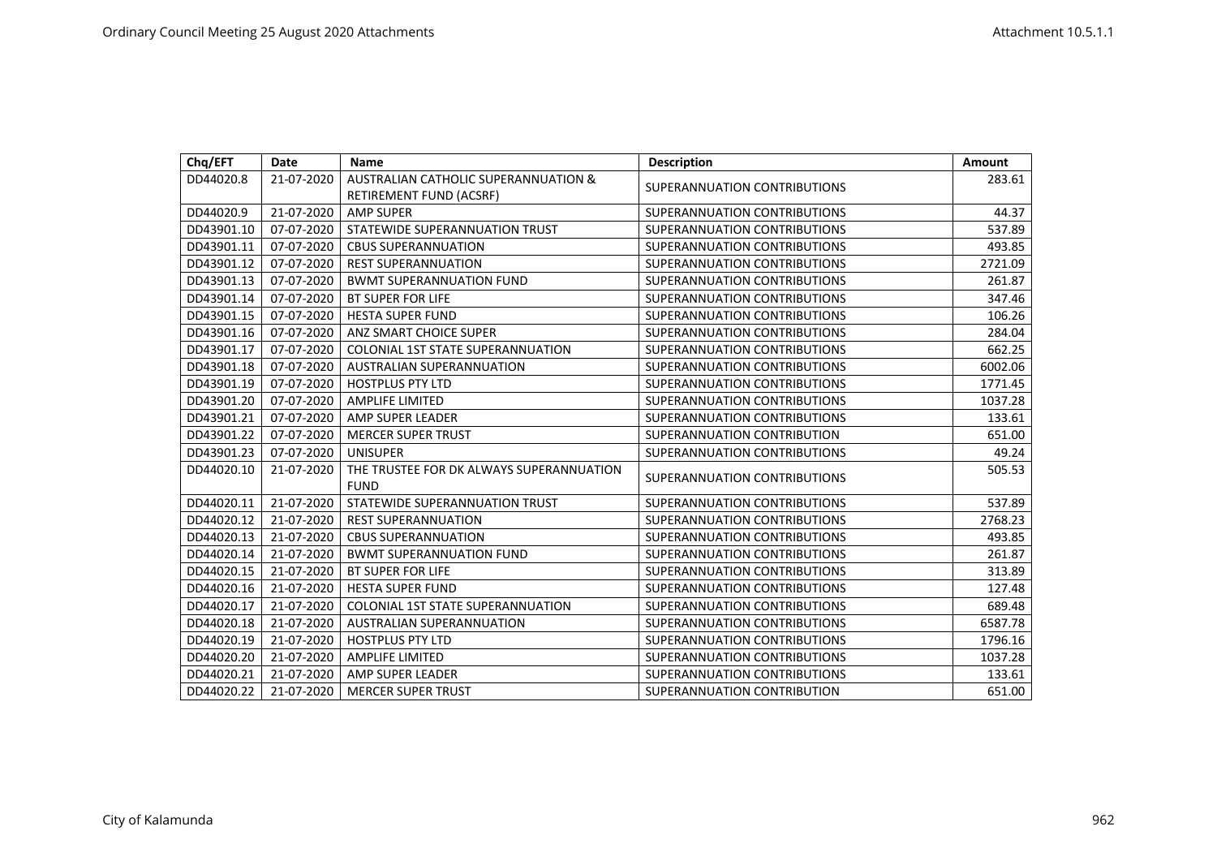| Chq/EFT | Date | Name | Description | Amount |
|---|---|---|---|---|
| DD44020.8 | 21-07-2020 | AUSTRALIAN CATHOLIC SUPERANNUATION & RETIREMENT FUND (ACSRF) | SUPERANNUATION CONTRIBUTIONS | 283.61 |
| DD44020.9 | 21-07-2020 | AMP SUPER | SUPERANNUATION CONTRIBUTIONS | 44.37 |
| DD43901.10 | 07-07-2020 | STATEWIDE SUPERANNUATION TRUST | SUPERANNUATION CONTRIBUTIONS | 537.89 |
| DD43901.11 | 07-07-2020 | CBUS SUPERANNUATION | SUPERANNUATION CONTRIBUTIONS | 493.85 |
| DD43901.12 | 07-07-2020 | REST SUPERANNUATION | SUPERANNUATION CONTRIBUTIONS | 2721.09 |
| DD43901.13 | 07-07-2020 | BWMT SUPERANNUATION FUND | SUPERANNUATION CONTRIBUTIONS | 261.87 |
| DD43901.14 | 07-07-2020 | BT SUPER FOR LIFE | SUPERANNUATION CONTRIBUTIONS | 347.46 |
| DD43901.15 | 07-07-2020 | HESTA SUPER FUND | SUPERANNUATION CONTRIBUTIONS | 106.26 |
| DD43901.16 | 07-07-2020 | ANZ SMART CHOICE SUPER | SUPERANNUATION CONTRIBUTIONS | 284.04 |
| DD43901.17 | 07-07-2020 | COLONIAL 1ST STATE SUPERANNUATION | SUPERANNUATION CONTRIBUTIONS | 662.25 |
| DD43901.18 | 07-07-2020 | AUSTRALIAN SUPERANNUATION | SUPERANNUATION CONTRIBUTIONS | 6002.06 |
| DD43901.19 | 07-07-2020 | HOSTPLUS PTY LTD | SUPERANNUATION CONTRIBUTIONS | 1771.45 |
| DD43901.20 | 07-07-2020 | AMPLIFE LIMITED | SUPERANNUATION CONTRIBUTIONS | 1037.28 |
| DD43901.21 | 07-07-2020 | AMP SUPER LEADER | SUPERANNUATION CONTRIBUTIONS | 133.61 |
| DD43901.22 | 07-07-2020 | MERCER SUPER TRUST | SUPERANNUATION CONTRIBUTION | 651.00 |
| DD43901.23 | 07-07-2020 | UNISUPER | SUPERANNUATION CONTRIBUTIONS | 49.24 |
| DD44020.10 | 21-07-2020 | THE TRUSTEE FOR DK ALWAYS SUPERANNUATION FUND | SUPERANNUATION CONTRIBUTIONS | 505.53 |
| DD44020.11 | 21-07-2020 | STATEWIDE SUPERANNUATION TRUST | SUPERANNUATION CONTRIBUTIONS | 537.89 |
| DD44020.12 | 21-07-2020 | REST SUPERANNUATION | SUPERANNUATION CONTRIBUTIONS | 2768.23 |
| DD44020.13 | 21-07-2020 | CBUS SUPERANNUATION | SUPERANNUATION CONTRIBUTIONS | 493.85 |
| DD44020.14 | 21-07-2020 | BWMT SUPERANNUATION FUND | SUPERANNUATION CONTRIBUTIONS | 261.87 |
| DD44020.15 | 21-07-2020 | BT SUPER FOR LIFE | SUPERANNUATION CONTRIBUTIONS | 313.89 |
| DD44020.16 | 21-07-2020 | HESTA SUPER FUND | SUPERANNUATION CONTRIBUTIONS | 127.48 |
| DD44020.17 | 21-07-2020 | COLONIAL 1ST STATE SUPERANNUATION | SUPERANNUATION CONTRIBUTIONS | 689.48 |
| DD44020.18 | 21-07-2020 | AUSTRALIAN SUPERANNUATION | SUPERANNUATION CONTRIBUTIONS | 6587.78 |
| DD44020.19 | 21-07-2020 | HOSTPLUS PTY LTD | SUPERANNUATION CONTRIBUTIONS | 1796.16 |
| DD44020.20 | 21-07-2020 | AMPLIFE LIMITED | SUPERANNUATION CONTRIBUTIONS | 1037.28 |
| DD44020.21 | 21-07-2020 | AMP SUPER LEADER | SUPERANNUATION CONTRIBUTIONS | 133.61 |
| DD44020.22 | 21-07-2020 | MERCER SUPER TRUST | SUPERANNUATION CONTRIBUTION | 651.00 |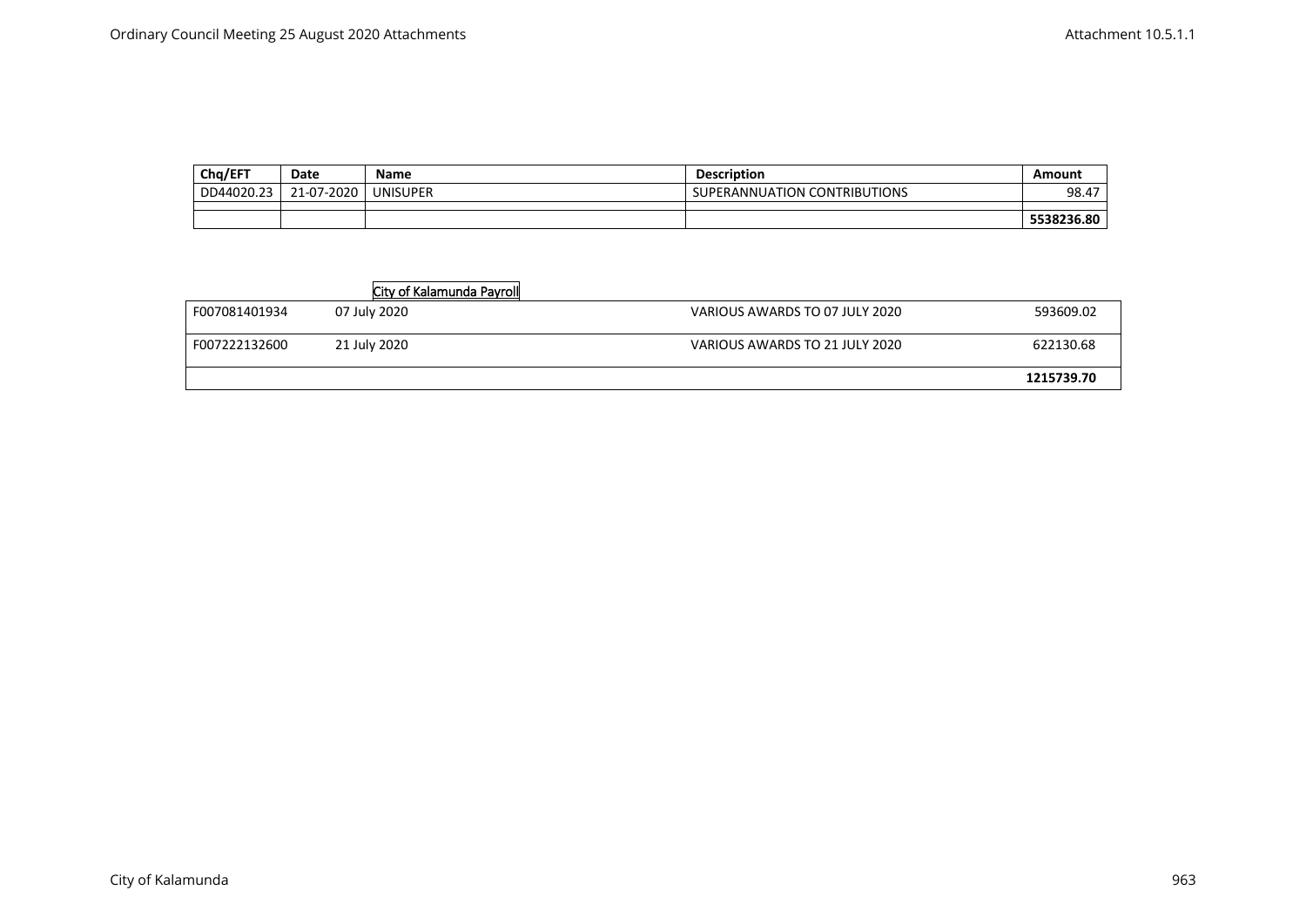| Chq/EFT | Date | Name | Description | Amount |
|---|---|---|---|---|
| DD44020.23 | 21-07-2020 | UNISUPER | SUPERANNUATION CONTRIBUTIONS | 98.47 |
| | | | | |
| | | | | **5538236.80** |

City of Kalamunda Payroll

| | | | |
|---|---|---|---|
| F007081401934 | 07 July 2020 | VARIOUS AWARDS TO 07 JULY 2020 | 593609.02 |
| F007222132600 | 21 July 2020 | VARIOUS AWARDS TO 21 JULY 2020 | 622130.68 |
| | | | **1215739.70** |